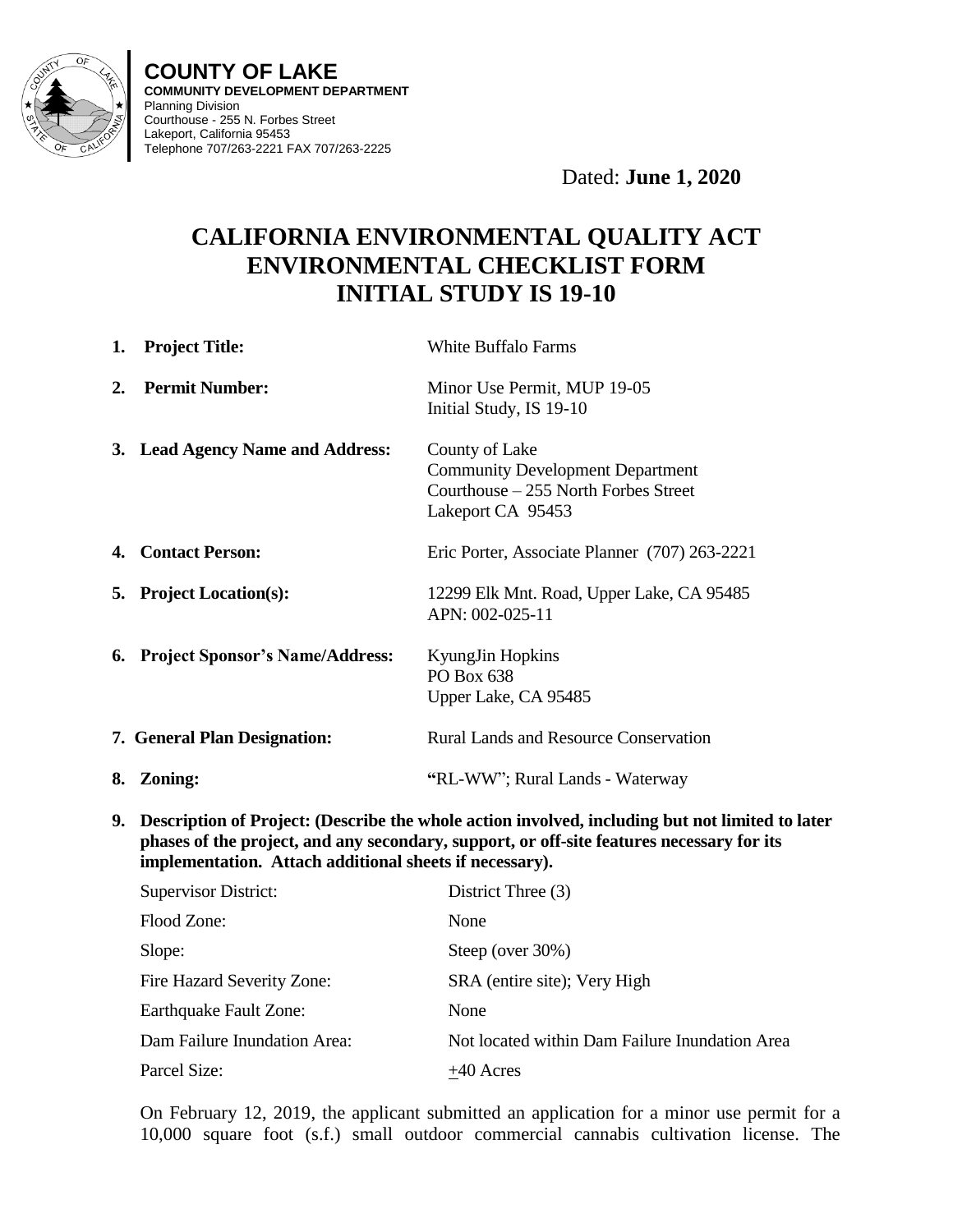**COUNTY OF LAKE**
**COMMUNITY DEVELOPMENT DEPARTMENT**
Planning Division
Courthouse - 255 N. Forbes Street
Lakeport, California 95453
Telephone 707/263-2221 FAX 707/263-2225

Dated: **June 1, 2020**

# CALIFORNIA ENVIRONMENTAL QUALITY ACT ENVIRONMENTAL CHECKLIST FORM INITIAL STUDY IS 19-10

1. **Project Title:** White Buffalo Farms

2. **Permit Number:** Minor Use Permit, MUP 19-05
   Initial Study, IS 19-10

3. **Lead Agency Name and Address:** County of Lake
   Community Development Department
   Courthouse – 255 North Forbes Street
   Lakeport CA 95453

4. **Contact Person:** Eric Porter, Associate Planner (707) 263-2221

5. **Project Location(s):** 12299 Elk Mnt. Road, Upper Lake, CA 95485
   APN: 002-025-11

6. **Project Sponsor's Name/Address:** KyungJin Hopkins
   PO Box 638
   Upper Lake, CA 95485

7. **General Plan Designation:** Rural Lands and Resource Conservation

8. **Zoning:** "RL-WW"; Rural Lands - Waterway

9. **Description of Project: (Describe the whole action involved, including but not limited to later phases of the project, and any secondary, support, or off-site features necessary for its implementation. Attach additional sheets if necessary).**

| | |
|---|---|
| Supervisor District: | District Three (3) |
| Flood Zone: | None |
| Slope: | Steep (over 30%) |
| Fire Hazard Severity Zone: | SRA (entire site); Very High |
| Earthquake Fault Zone: | None |
| Dam Failure Inundation Area: | Not located within Dam Failure Inundation Area |
| Parcel Size: | ±40 Acres |

On February 12, 2019, the applicant submitted an application for a minor use permit for a 10,000 square foot (s.f.) small outdoor commercial cannabis cultivation license. The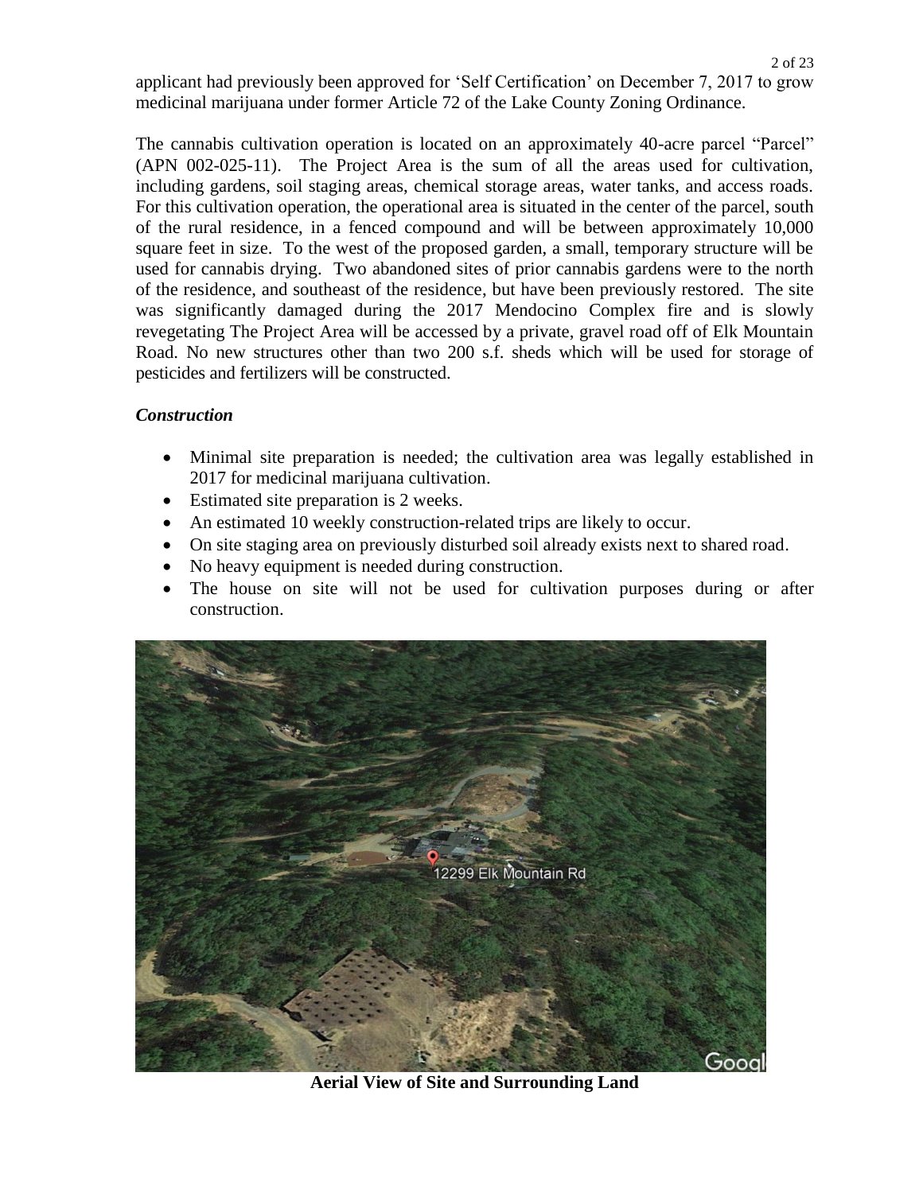applicant had previously been approved for 'Self Certification' on December 7, 2017 to grow medicinal marijuana under former Article 72 of the Lake County Zoning Ordinance.

The cannabis cultivation operation is located on an approximately 40-acre parcel "Parcel" (APN 002-025-11). The Project Area is the sum of all the areas used for cultivation, including gardens, soil staging areas, chemical storage areas, water tanks, and access roads. For this cultivation operation, the operational area is situated in the center of the parcel, south of the rural residence, in a fenced compound and will be between approximately 10,000 square feet in size. To the west of the proposed garden, a small, temporary structure will be used for cannabis drying. Two abandoned sites of prior cannabis gardens were to the north of the residence, and southeast of the residence, but have been previously restored. The site was significantly damaged during the 2017 Mendocino Complex fire and is slowly revegetating The Project Area will be accessed by a private, gravel road off of Elk Mountain Road. No new structures other than two 200 s.f. sheds which will be used for storage of pesticides and fertilizers will be constructed.

***Construction***

- Minimal site preparation is needed; the cultivation area was legally established in 2017 for medicinal marijuana cultivation.
- Estimated site preparation is 2 weeks.
- An estimated 10 weekly construction-related trips are likely to occur.
- On site staging area on previously disturbed soil already exists next to shared road.
- No heavy equipment is needed during construction.
- The house on site will not be used for cultivation purposes during or after construction.

**Aerial View of Site and Surrounding Land**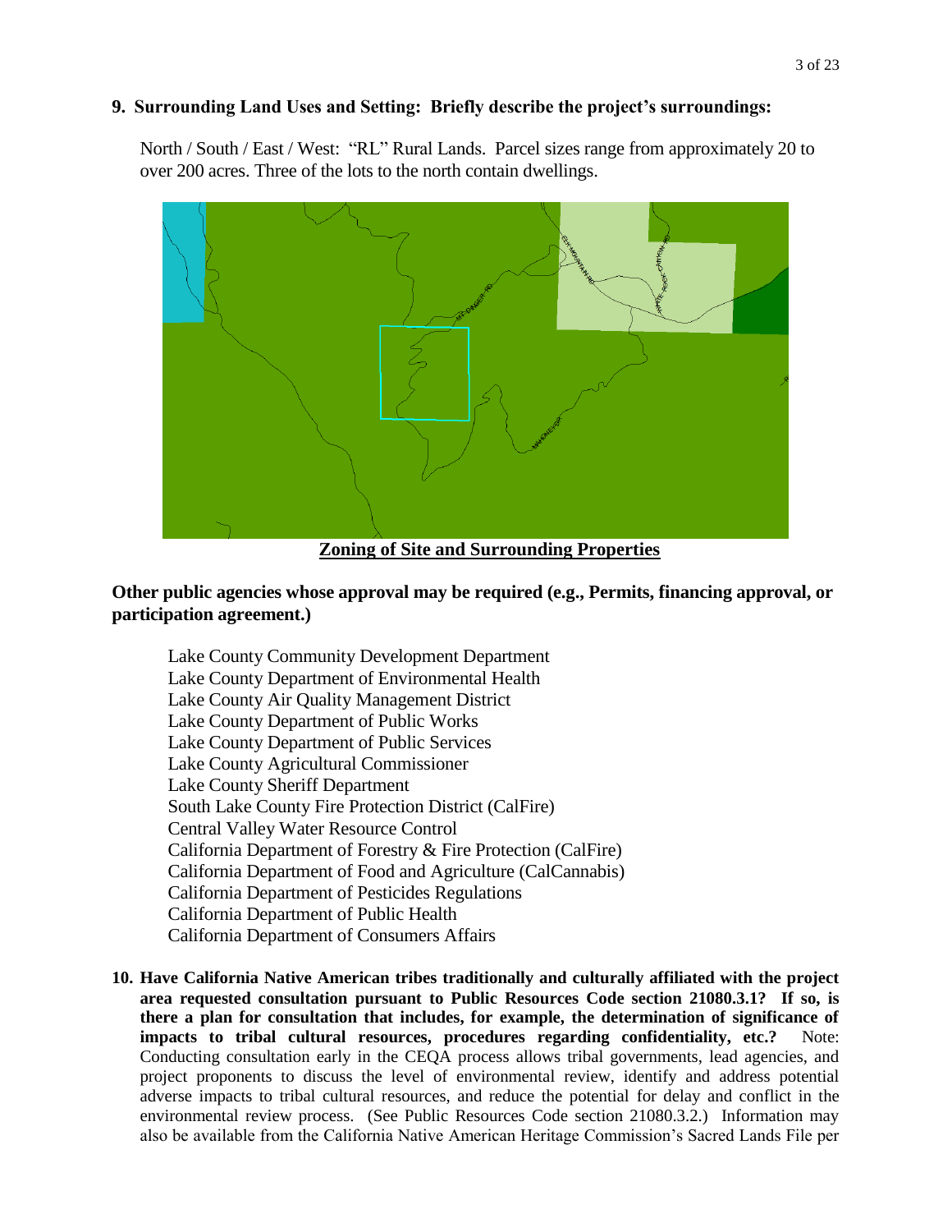**9. Surrounding Land Uses and Setting: Briefly describe the project's surroundings:**

North / South / East / West: "RL" Rural Lands. Parcel sizes range from approximately 20 to over 200 acres. Three of the lots to the north contain dwellings.

**Zoning of Site and Surrounding Properties**

**Other public agencies whose approval may be required (e.g., Permits, financing approval, or participation agreement.)**

Lake County Community Development Department
Lake County Department of Environmental Health
Lake County Air Quality Management District
Lake County Department of Public Works
Lake County Department of Public Services
Lake County Agricultural Commissioner
Lake County Sheriff Department
South Lake County Fire Protection District (CalFire)
Central Valley Water Resource Control
California Department of Forestry & Fire Protection (CalFire)
California Department of Food and Agriculture (CalCannabis)
California Department of Pesticides Regulations
California Department of Public Health
California Department of Consumers Affairs

**10. Have California Native American tribes traditionally and culturally affiliated with the project area requested consultation pursuant to Public Resources Code section 21080.3.1? If so, is there a plan for consultation that includes, for example, the determination of significance of impacts to tribal cultural resources, procedures regarding confidentiality, etc.?** Note: Conducting consultation early in the CEQA process allows tribal governments, lead agencies, and project proponents to discuss the level of environmental review, identify and address potential adverse impacts to tribal cultural resources, and reduce the potential for delay and conflict in the environmental review process. (See Public Resources Code section 21080.3.2.) Information may also be available from the California Native American Heritage Commission's Sacred Lands File per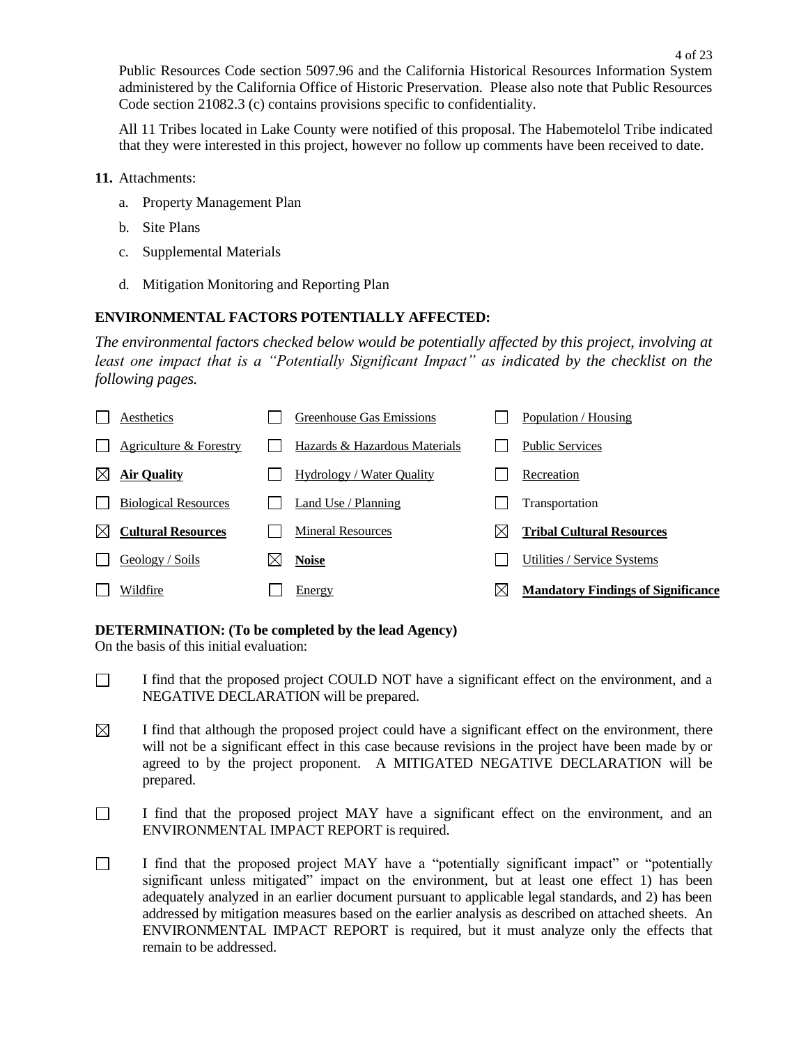Public Resources Code section 5097.96 and the California Historical Resources Information System administered by the California Office of Historic Preservation. Please also note that Public Resources Code section 21082.3 (c) contains provisions specific to confidentiality.

All 11 Tribes located in Lake County were notified of this proposal. The Habemotelol Tribe indicated that they were interested in this project, however no follow up comments have been received to date.

**11.** Attachments:

a. Property Management Plan

b. Site Plans

c. Supplemental Materials

d. Mitigation Monitoring and Reporting Plan

**ENVIRONMENTAL FACTORS POTENTIALLY AFFECTED:**

*The environmental factors checked below would be potentially affected by this project, involving at least one impact that is a "Potentially Significant Impact" as indicated by the checklist on the following pages.*

| | | |
|---|---|---|
| ☐ Aesthetics | ☐ Greenhouse Gas Emissions | ☐ Population / Housing |
| ☐ Agriculture & Forestry | ☐ Hazards & Hazardous Materials | ☐ Public Services |
| ☒ **Air Quality** | ☐ Hydrology / Water Quality | ☐ Recreation |
| ☐ Biological Resources | ☐ Land Use / Planning | ☐ Transportation |
| ☒ **Cultural Resources** | ☐ Mineral Resources | ☒ **Tribal Cultural Resources** |
| ☐ Geology / Soils | ☒ **Noise** | ☐ Utilities / Service Systems |
| ☐ Wildfire | ☐ Energy | ☒ **Mandatory Findings of Significance** |

**DETERMINATION: (To be completed by the lead Agency)**
On the basis of this initial evaluation:

☐ I find that the proposed project COULD NOT have a significant effect on the environment, and a NEGATIVE DECLARATION will be prepared.

☒ I find that although the proposed project could have a significant effect on the environment, there will not be a significant effect in this case because revisions in the project have been made by or agreed to by the project proponent. A MITIGATED NEGATIVE DECLARATION will be prepared.

☐ I find that the proposed project MAY have a significant effect on the environment, and an ENVIRONMENTAL IMPACT REPORT is required.

☐ I find that the proposed project MAY have a "potentially significant impact" or "potentially significant unless mitigated" impact on the environment, but at least one effect 1) has been adequately analyzed in an earlier document pursuant to applicable legal standards, and 2) has been addressed by mitigation measures based on the earlier analysis as described on attached sheets. An ENVIRONMENTAL IMPACT REPORT is required, but it must analyze only the effects that remain to be addressed.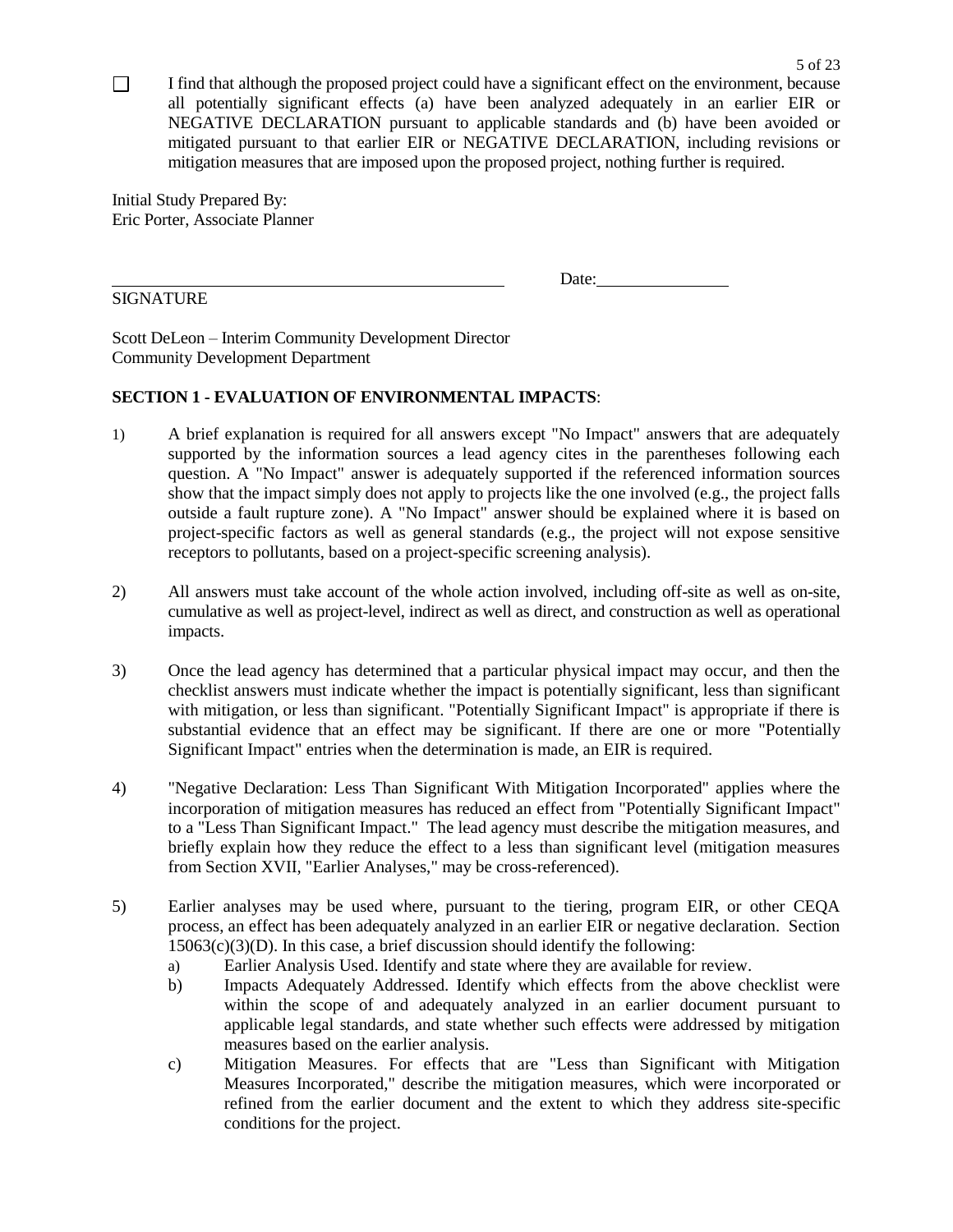☐ I find that although the proposed project could have a significant effect on the environment, because all potentially significant effects (a) have been analyzed adequately in an earlier EIR or NEGATIVE DECLARATION pursuant to applicable standards and (b) have been avoided or mitigated pursuant to that earlier EIR or NEGATIVE DECLARATION, including revisions or mitigation measures that are imposed upon the proposed project, nothing further is required.

Initial Study Prepared By:
Eric Porter, Associate Planner

\_\_\_\_\_\_\_\_\_\_\_\_\_\_\_\_\_\_\_\_\_\_\_\_\_\_\_\_\_\_\_\_\_\_\_\_\_\_\_\_\_\_\_\_ Date:\_\_\_\_\_\_\_\_\_\_\_\_\_\_\_

SIGNATURE

Scott DeLeon – Interim Community Development Director
Community Development Department

**SECTION 1 - EVALUATION OF ENVIRONMENTAL IMPACTS**:

1) A brief explanation is required for all answers except "No Impact" answers that are adequately supported by the information sources a lead agency cites in the parentheses following each question. A "No Impact" answer is adequately supported if the referenced information sources show that the impact simply does not apply to projects like the one involved (e.g., the project falls outside a fault rupture zone). A "No Impact" answer should be explained where it is based on project-specific factors as well as general standards (e.g., the project will not expose sensitive receptors to pollutants, based on a project-specific screening analysis).

2) All answers must take account of the whole action involved, including off-site as well as on-site, cumulative as well as project-level, indirect as well as direct, and construction as well as operational impacts.

3) Once the lead agency has determined that a particular physical impact may occur, and then the checklist answers must indicate whether the impact is potentially significant, less than significant with mitigation, or less than significant. "Potentially Significant Impact" is appropriate if there is substantial evidence that an effect may be significant. If there are one or more "Potentially Significant Impact" entries when the determination is made, an EIR is required.

4) "Negative Declaration: Less Than Significant With Mitigation Incorporated" applies where the incorporation of mitigation measures has reduced an effect from "Potentially Significant Impact" to a "Less Than Significant Impact." The lead agency must describe the mitigation measures, and briefly explain how they reduce the effect to a less than significant level (mitigation measures from Section XVII, "Earlier Analyses," may be cross-referenced).

5) Earlier analyses may be used where, pursuant to the tiering, program EIR, or other CEQA process, an effect has been adequately analyzed in an earlier EIR or negative declaration. Section 15063(c)(3)(D). In this case, a brief discussion should identify the following:
   a) Earlier Analysis Used. Identify and state where they are available for review.
   b) Impacts Adequately Addressed. Identify which effects from the above checklist were within the scope of and adequately analyzed in an earlier document pursuant to applicable legal standards, and state whether such effects were addressed by mitigation measures based on the earlier analysis.
   c) Mitigation Measures. For effects that are "Less than Significant with Mitigation Measures Incorporated," describe the mitigation measures, which were incorporated or refined from the earlier document and the extent to which they address site-specific conditions for the project.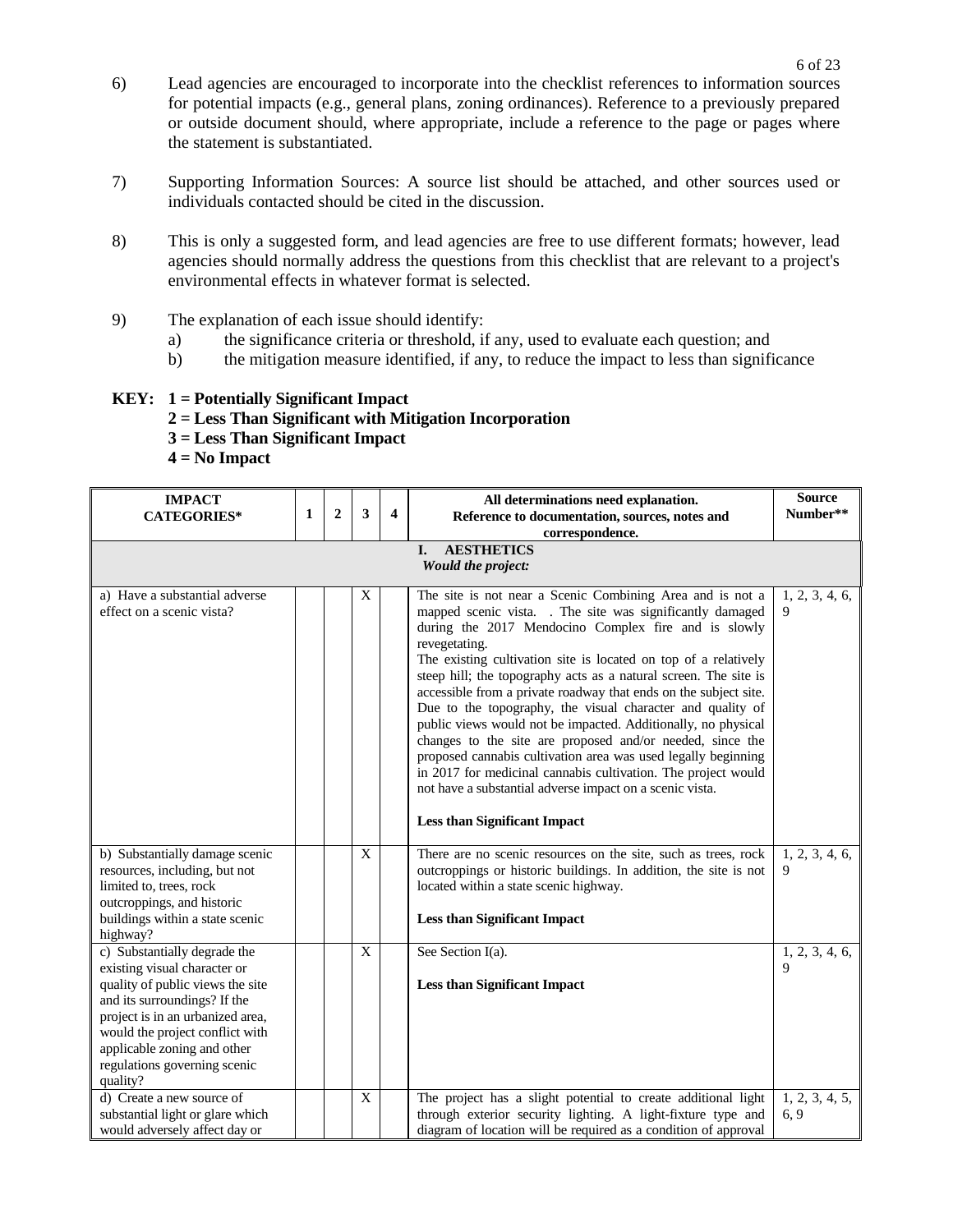6) Lead agencies are encouraged to incorporate into the checklist references to information sources for potential impacts (e.g., general plans, zoning ordinances). Reference to a previously prepared or outside document should, where appropriate, include a reference to the page or pages where the statement is substantiated.

7) Supporting Information Sources: A source list should be attached, and other sources used or individuals contacted should be cited in the discussion.

8) This is only a suggested form, and lead agencies are free to use different formats; however, lead agencies should normally address the questions from this checklist that are relevant to a project's environmental effects in whatever format is selected.

9) The explanation of each issue should identify:
   a) the significance criteria or threshold, if any, used to evaluate each question; and
   b) the mitigation measure identified, if any, to reduce the impact to less than significance

**KEY: 1 = Potentially Significant Impact**
**2 = Less Than Significant with Mitigation Incorporation**
**3 = Less Than Significant Impact**
**4 = No Impact**

| IMPACT CATEGORIES* | 1 | 2 | 3 | 4 | All determinations need explanation. Reference to documentation, sources, notes and correspondence. | Source Number** |
|---|---|---|---|---|---|---|
| | | | | | **I. AESTHETICS** *Would the project:* | |
| a) Have a substantial adverse effect on a scenic vista? | | | X | | The site is not near a Scenic Combining Area and is not a mapped scenic vista. . The site was significantly damaged during the 2017 Mendocino Complex fire and is slowly revegetating. The existing cultivation site is located on top of a relatively steep hill; the topography acts as a natural screen. The site is accessible from a private roadway that ends on the subject site. Due to the topography, the visual character and quality of public views would not be impacted. Additionally, no physical changes to the site are proposed and/or needed, since the proposed cannabis cultivation area was used legally beginning in 2017 for medicinal cannabis cultivation. The project would not have a substantial adverse impact on a scenic vista. **Less than Significant Impact** | 1, 2, 3, 4, 6, 9 |
| b) Substantially damage scenic resources, including, but not limited to, trees, rock outcroppings, and historic buildings within a state scenic highway? | | | X | | There are no scenic resources on the site, such as trees, rock outcroppings or historic buildings. In addition, the site is not located within a state scenic highway. **Less than Significant Impact** | 1, 2, 3, 4, 6, 9 |
| c) Substantially degrade the existing visual character or quality of public views the site and its surroundings? If the project is in an urbanized area, would the project conflict with applicable zoning and other regulations governing scenic quality? | | | X | | See Section I(a). **Less than Significant Impact** | 1, 2, 3, 4, 6, 9 |
| d) Create a new source of substantial light or glare which would adversely affect day or | | | X | | The project has a slight potential to create additional light through exterior security lighting. A light-fixture type and diagram of location will be required as a condition of approval | 1, 2, 3, 4, 5, 6, 9 |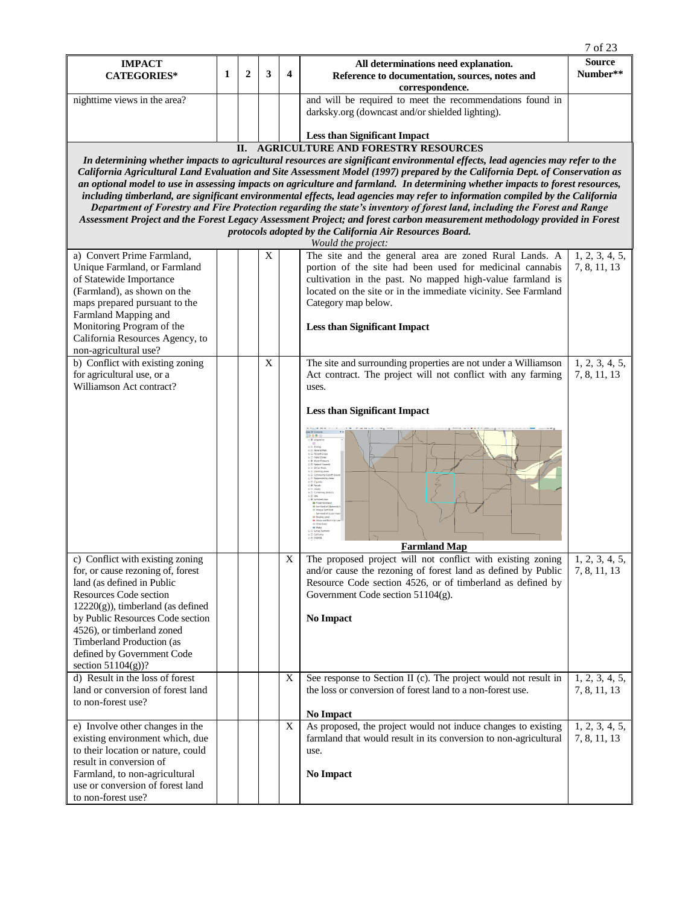| IMPACT CATEGORIES* | 1 | 2 | 3 | 4 | All determinations need explanation. Reference to documentation, sources, notes and correspondence. | Source Number** |
|---|---|---|---|---|---|---|
| nighttime views in the area? | | | | | and will be required to meet the recommendations found in darksky.org (downcast and/or shielded lighting).<br><br>**Less than Significant Impact** | |
| **II. AGRICULTURE AND FORESTRY RESOURCES**<br>***In determining whether impacts to agricultural resources are significant environmental effects, lead agencies may refer to the California Agricultural Land Evaluation and Site Assessment Model (1997) prepared by the California Dept. of Conservation as an optional model to use in assessing impacts on agriculture and farmland. In determining whether impacts to forest resources, including timberland, are significant environmental effects, lead agencies may refer to information compiled by the California Department of Forestry and Fire Protection regarding the state's inventory of forest land, including the Forest and Range Assessment Project and the Forest Legacy Assessment Project; and forest carbon measurement methodology provided in Forest protocols adopted by the California Air Resources Board.***<br>*Would the project:* | | | | | | |
| a) Convert Prime Farmland, Unique Farmland, or Farmland of Statewide Importance (Farmland), as shown on the maps prepared pursuant to the Farmland Mapping and Monitoring Program of the California Resources Agency, to non-agricultural use? | | | X | | The site and the general area are zoned Rural Lands. A portion of the site had been used for medicinal cannabis cultivation in the past. No mapped high-value farmland is located on the site or in the immediate vicinity. See Farmland Category map below.<br><br>**Less than Significant Impact** | 1, 2, 3, 4, 5, 7, 8, 11, 13 |
| b) Conflict with existing zoning for agricultural use, or a Williamson Act contract? | | | X | | The site and surrounding properties are not under a Williamson Act contract. The project will not conflict with any farming uses.<br><br>**Less than Significant Impact**<br><br>**Farmland Map** | 1, 2, 3, 4, 5, 7, 8, 11, 13 |
| c) Conflict with existing zoning for, or cause rezoning of, forest land (as defined in Public Resources Code section 12220(g)), timberland (as defined by Public Resources Code section 4526), or timberland zoned Timberland Production (as defined by Government Code section 51104(g))? | | | | X | The proposed project will not conflict with existing zoning and/or cause the rezoning of forest land as defined by Public Resource Code section 4526, or of timberland as defined by Government Code section 51104(g).<br><br>**No Impact** | 1, 2, 3, 4, 5, 7, 8, 11, 13 |
| d) Result in the loss of forest land or conversion of forest land to non-forest use? | | | | X | See response to Section II (c). The project would not result in the loss or conversion of forest land to a non-forest use.<br><br>**No Impact** | 1, 2, 3, 4, 5, 7, 8, 11, 13 |
| e) Involve other changes in the existing environment which, due to their location or nature, could result in conversion of Farmland, to non-agricultural use or conversion of forest land to non-forest use? | | | | X | As proposed, the project would not induce changes to existing farmland that would result in its conversion to non-agricultural use.<br><br>**No Impact** | 1, 2, 3, 4, 5, 7, 8, 11, 13 |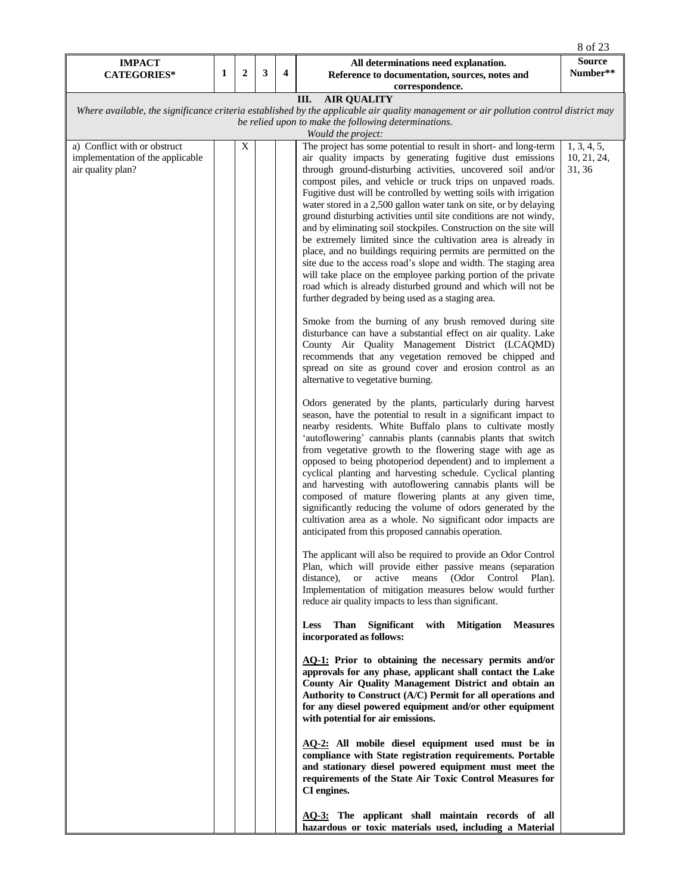| IMPACT CATEGORIES* | 1 | 2 | 3 | 4 | All determinations need explanation. Reference to documentation, sources, notes and correspondence. | Source Number** |
|---|---|---|---|---|---|---|
| **III. AIR QUALITY** *Where available, the significance criteria established by the applicable air quality management or air pollution control district may be relied upon to make the following determinations. Would the project:* | | | | | | |
| a) Conflict with or obstruct implementation of the applicable air quality plan? | | X | | | The project has some potential to result in short- and long-term air quality impacts by generating fugitive dust emissions through ground-disturbing activities, uncovered soil and/or compost piles, and vehicle or truck trips on unpaved roads. Fugitive dust will be controlled by wetting soils with irrigation water stored in a 2,500 gallon water tank on site, or by delaying ground disturbing activities until site conditions are not windy, and by eliminating soil stockpiles. Construction on the site will be extremely limited since the cultivation area is already in place, and no buildings requiring permits are permitted on the site due to the access road's slope and width. The staging area will take place on the employee parking portion of the private road which is already disturbed ground and which will not be further degraded by being used as a staging area.<br><br>Smoke from the burning of any brush removed during site disturbance can have a substantial effect on air quality. Lake County Air Quality Management District (LCAQMD) recommends that any vegetation removed be chipped and spread on site as ground cover and erosion control as an alternative to vegetative burning.<br><br>Odors generated by the plants, particularly during harvest season, have the potential to result in a significant impact to nearby residents. White Buffalo plans to cultivate mostly 'autoflowering' cannabis plants (cannabis plants that switch from vegetative growth to the flowering stage with age as opposed to being photoperiod dependent) and to implement a cyclical planting and harvesting schedule. Cyclical planting and harvesting with autoflowering cannabis plants will be composed of mature flowering plants at any given time, significantly reducing the volume of odors generated by the cultivation area as a whole. No significant odor impacts are anticipated from this proposed cannabis operation.<br><br>The applicant will also be required to provide an Odor Control Plan, which will provide either passive means (separation distance), or active means (Odor Control Plan). Implementation of mitigation measures below would further reduce air quality impacts to less than significant.<br><br>**Less Than Significant with Mitigation Measures incorporated as follows:**<br><br>**<u>AQ-1:</u> Prior to obtaining the necessary permits and/or approvals for any phase, applicant shall contact the Lake County Air Quality Management District and obtain an Authority to Construct (A/C) Permit for all operations and for any diesel powered equipment and/or other equipment with potential for air emissions.**<br><br>**<u>AQ-2:</u> All mobile diesel equipment used must be in compliance with State registration requirements. Portable and stationary diesel powered equipment must meet the requirements of the State Air Toxic Control Measures for CI engines.**<br><br>**<u>AQ-3:</u> The applicant shall maintain records of all hazardous or toxic materials used, including a Material** | 1, 3, 4, 5, 10, 21, 24, 31, 36 |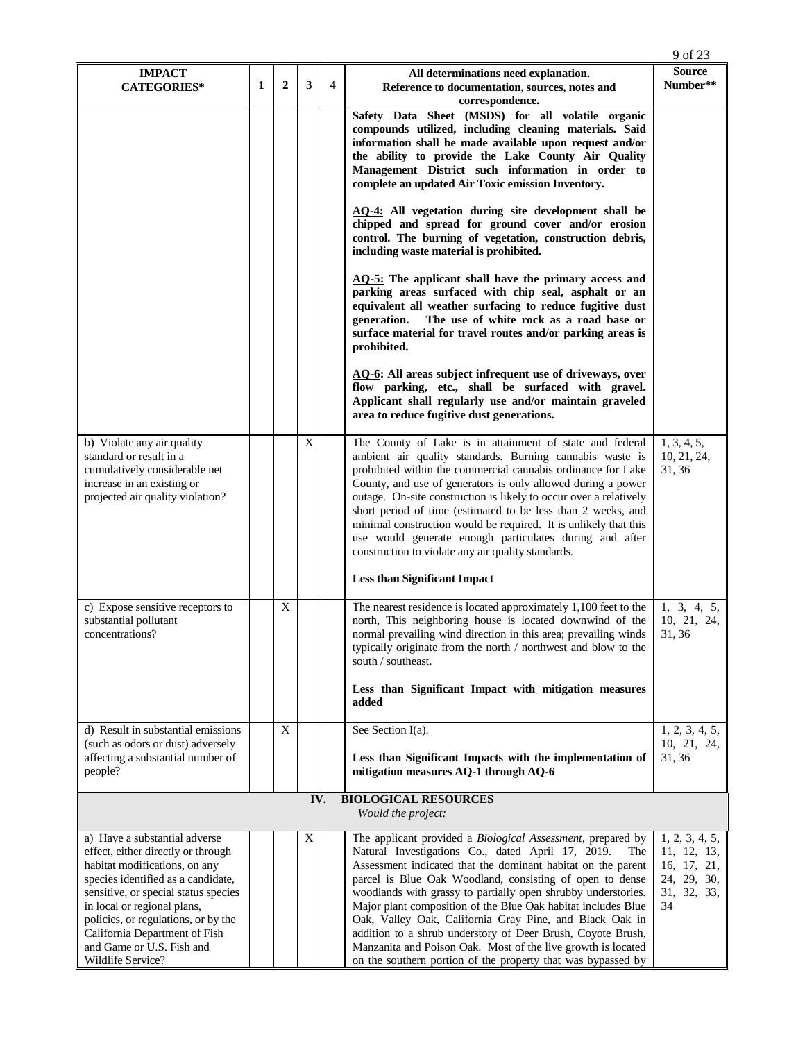| IMPACT CATEGORIES* | 1 | 2 | 3 | 4 | All determinations need explanation. Reference to documentation, sources, notes and correspondence. | Source Number** |
|---|---|---|---|---|---|---|
| | | | | | **Safety Data Sheet (MSDS) for all volatile organic compounds utilized, including cleaning materials. Said information shall be made available upon request and/or the ability to provide the Lake County Air Quality Management District such information in order to complete an updated Air Toxic emission Inventory.**<br><br>**AQ-4: All vegetation during site development shall be chipped and spread for ground cover and/or erosion control. The burning of vegetation, construction debris, including waste material is prohibited.**<br><br>**AQ-5: The applicant shall have the primary access and parking areas surfaced with chip seal, asphalt or an equivalent all weather surfacing to reduce fugitive dust generation. The use of white rock as a road base or surface material for travel routes and/or parking areas is prohibited.**<br><br>**AQ-6: All areas subject infrequent use of driveways, over flow parking, etc., shall be surfaced with gravel. Applicant shall regularly use and/or maintain graveled area to reduce fugitive dust generations.** | |
| b) Violate any air quality standard or result in a cumulatively considerable net increase in an existing or projected air quality violation? | | | X | | The County of Lake is in attainment of state and federal ambient air quality standards. Burning cannabis waste is prohibited within the commercial cannabis ordinance for Lake County, and use of generators is only allowed during a power outage. On-site construction is likely to occur over a relatively short period of time (estimated to be less than 2 weeks, and minimal construction would be required. It is unlikely that this use would generate enough particulates during and after construction to violate any air quality standards.<br><br>**Less than Significant Impact** | 1, 3, 4, 5, 10, 21, 24, 31, 36 |
| c) Expose sensitive receptors to substantial pollutant concentrations? | | X | | | The nearest residence is located approximately 1,100 feet to the north, This neighboring house is located downwind of the normal prevailing wind direction in this area; prevailing winds typically originate from the north / northwest and blow to the south / southeast.<br><br>**Less than Significant Impact with mitigation measures added** | 1, 3, 4, 5, 10, 21, 24, 31, 36 |
| d) Result in substantial emissions (such as odors or dust) adversely affecting a substantial number of people? | | X | | | See Section I(a).<br><br>**Less than Significant Impacts with the implementation of mitigation measures AQ-1 through AQ-6** | 1, 2, 3, 4, 5, 10, 21, 24, 31, 36 |
| **IV. BIOLOGICAL RESOURCES** *Would the project:* | | | | | | |
| a) Have a substantial adverse effect, either directly or through habitat modifications, on any species identified as a candidate, sensitive, or special status species in local or regional plans, policies, or regulations, or by the California Department of Fish and Game or U.S. Fish and Wildlife Service? | | | X | | The applicant provided a *Biological Assessment*, prepared by Natural Investigations Co., dated April 17, 2019. The Assessment indicated that the dominant habitat on the parent parcel is Blue Oak Woodland, consisting of open to dense woodlands with grassy to partially open shrubby understories. Major plant composition of the Blue Oak habitat includes Blue Oak, Valley Oak, California Gray Pine, and Black Oak in addition to a shrub understory of Deer Brush, Coyote Brush, Manzanita and Poison Oak. Most of the live growth is located on the southern portion of the property that was bypassed by | 1, 2, 3, 4, 5, 11, 12, 13, 16, 17, 21, 24, 29, 30, 31, 32, 33, 34 |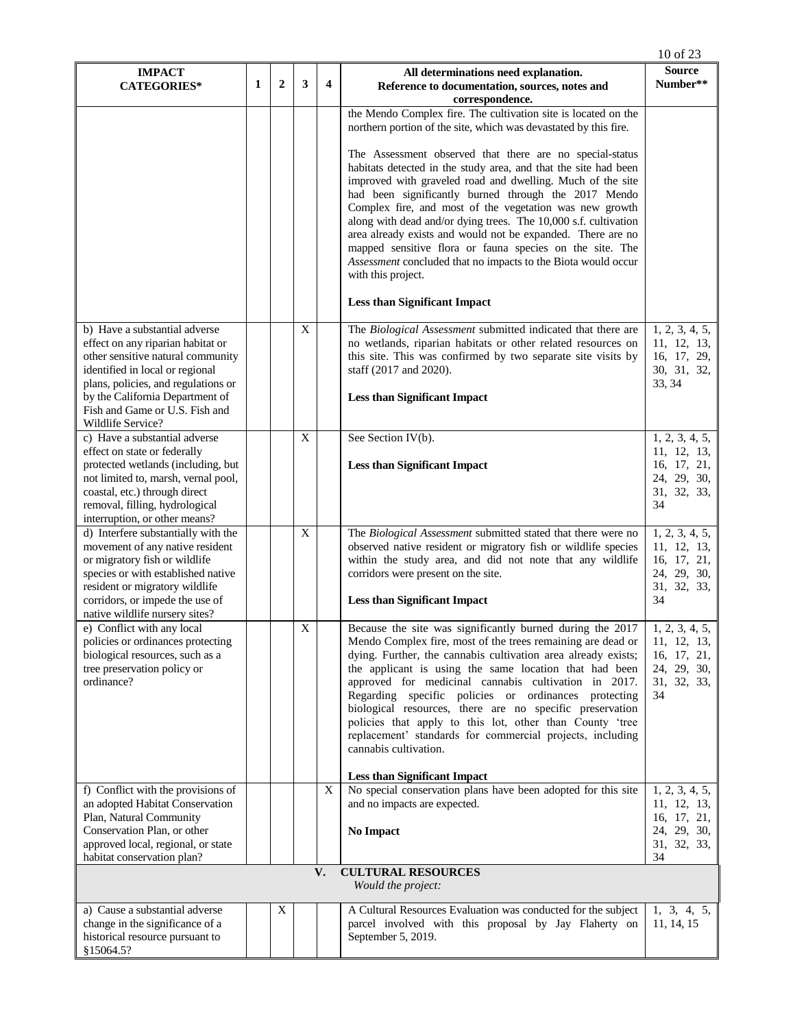| IMPACT CATEGORIES* | 1 | 2 | 3 | 4 | All determinations need explanation. Reference to documentation, sources, notes and correspondence. | Source Number** |
|---|---|---|---|---|---|---|
| | | | | | the Mendo Complex fire. The cultivation site is located on the northern portion of the site, which was devastated by this fire.<br><br>The Assessment observed that there are no special-status habitats detected in the study area, and that the site had been improved with graveled road and dwelling. Much of the site had been significantly burned through the 2017 Mendo Complex fire, and most of the vegetation was new growth along with dead and/or dying trees. The 10,000 s.f. cultivation area already exists and would not be expanded. There are no mapped sensitive flora or fauna species on the site. The *Assessment* concluded that no impacts to the Biota would occur with this project.<br><br>**Less than Significant Impact** | |
| b) Have a substantial adverse effect on any riparian habitat or other sensitive natural community identified in local or regional plans, policies, and regulations or by the California Department of Fish and Game or U.S. Fish and Wildlife Service? | | | X | | The *Biological Assessment* submitted indicated that there are no wetlands, riparian habitats or other related resources on this site. This was confirmed by two separate site visits by staff (2017 and 2020).<br><br>**Less than Significant Impact** | 1, 2, 3, 4, 5, 11, 12, 13, 16, 17, 29, 30, 31, 32, 33, 34 |
| c) Have a substantial adverse effect on state or federally protected wetlands (including, but not limited to, marsh, vernal pool, coastal, etc.) through direct removal, filling, hydrological interruption, or other means? | | | X | | See Section IV(b).<br><br>**Less than Significant Impact** | 1, 2, 3, 4, 5, 11, 12, 13, 16, 17, 21, 24, 29, 30, 31, 32, 33, 34 |
| d) Interfere substantially with the movement of any native resident or migratory fish or wildlife species or with established native resident or migratory wildlife corridors, or impede the use of native wildlife nursery sites? | | | X | | The *Biological Assessment* submitted stated that there were no observed native resident or migratory fish or wildlife species within the study area, and did not note that any wildlife corridors were present on the site.<br><br>**Less than Significant Impact** | 1, 2, 3, 4, 5, 11, 12, 13, 16, 17, 21, 24, 29, 30, 31, 32, 33, 34 |
| e) Conflict with any local policies or ordinances protecting biological resources, such as a tree preservation policy or ordinance? | | | X | | Because the site was significantly burned during the 2017 Mendo Complex fire, most of the trees remaining are dead or dying. Further, the cannabis cultivation area already exists; the applicant is using the same location that had been approved for medicinal cannabis cultivation in 2017. Regarding specific policies or ordinances protecting biological resources, there are no specific preservation policies that apply to this lot, other than County 'tree replacement' standards for commercial projects, including cannabis cultivation.<br><br>**Less than Significant Impact** | 1, 2, 3, 4, 5, 11, 12, 13, 16, 17, 21, 24, 29, 30, 31, 32, 33, 34 |
| f) Conflict with the provisions of an adopted Habitat Conservation Plan, Natural Community Conservation Plan, or other approved local, regional, or state habitat conservation plan? | | | | X | No special conservation plans have been adopted for this site and no impacts are expected.<br><br>**No Impact** | 1, 2, 3, 4, 5, 11, 12, 13, 16, 17, 21, 24, 29, 30, 31, 32, 33, 34 |
| **V. CULTURAL RESOURCES** *Would the project:* | | | | | | |
| a) Cause a substantial adverse change in the significance of a historical resource pursuant to §15064.5? | | X | | | A Cultural Resources Evaluation was conducted for the subject parcel involved with this proposal by Jay Flaherty on September 5, 2019. | 1, 3, 4, 5, 11, 14, 15 |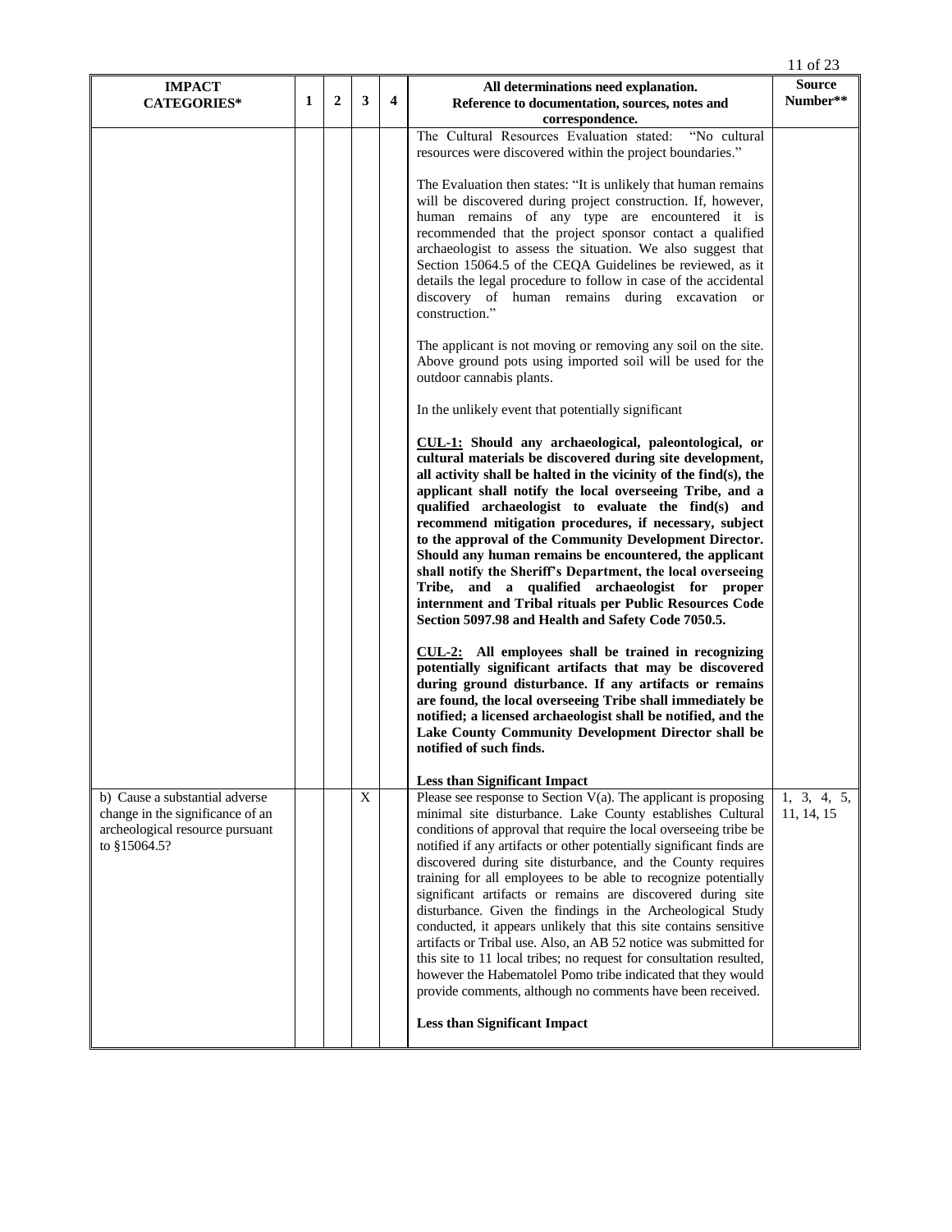| IMPACT CATEGORIES* | 1 | 2 | 3 | 4 | All determinations need explanation. Reference to documentation, sources, notes and correspondence. | Source Number** |
|---|---|---|---|---|---|---|
| | | | | | The Cultural Resources Evaluation stated: "No cultural resources were discovered within the project boundaries."<br><br>The Evaluation then states: "It is unlikely that human remains will be discovered during project construction. If, however, human remains of any type are encountered it is recommended that the project sponsor contact a qualified archaeologist to assess the situation. We also suggest that Section 15064.5 of the CEQA Guidelines be reviewed, as it details the legal procedure to follow in case of the accidental discovery of human remains during excavation or construction."<br><br>The applicant is not moving or removing any soil on the site. Above ground pots using imported soil will be used for the outdoor cannabis plants.<br><br>In the unlikely event that potentially significant<br><br>**<u>CUL-1:</u> Should any archaeological, paleontological, or cultural materials be discovered during site development, all activity shall be halted in the vicinity of the find(s), the applicant shall notify the local overseeing Tribe, and a qualified archaeologist to evaluate the find(s) and recommend mitigation procedures, if necessary, subject to the approval of the Community Development Director. Should any human remains be encountered, the applicant shall notify the Sheriff's Department, the local overseeing Tribe, and a qualified archaeologist for proper internment and Tribal rituals per Public Resources Code Section 5097.98 and Health and Safety Code 7050.5.**<br><br>**<u>CUL-2:</u> All employees shall be trained in recognizing potentially significant artifacts that may be discovered during ground disturbance. If any artifacts or remains are found, the local overseeing Tribe shall immediately be notified; a licensed archaeologist shall be notified, and the Lake County Community Development Director shall be notified of such finds.**<br><br>**Less than Significant Impact** | |
| b) Cause a substantial adverse change in the significance of an archeological resource pursuant to §15064.5? | | | X | | Please see response to Section V(a). The applicant is proposing minimal site disturbance. Lake County establishes Cultural conditions of approval that require the local overseeing tribe be notified if any artifacts or other potentially significant finds are discovered during site disturbance, and the County requires training for all employees to be able to recognize potentially significant artifacts or remains are discovered during site disturbance. Given the findings in the Archeological Study conducted, it appears unlikely that this site contains sensitive artifacts or Tribal use. Also, an AB 52 notice was submitted for this site to 11 local tribes; no request for consultation resulted, however the Habematolel Pomo tribe indicated that they would provide comments, although no comments have been received.<br><br>**Less than Significant Impact** | 1, 3, 4, 5, 11, 14, 15 |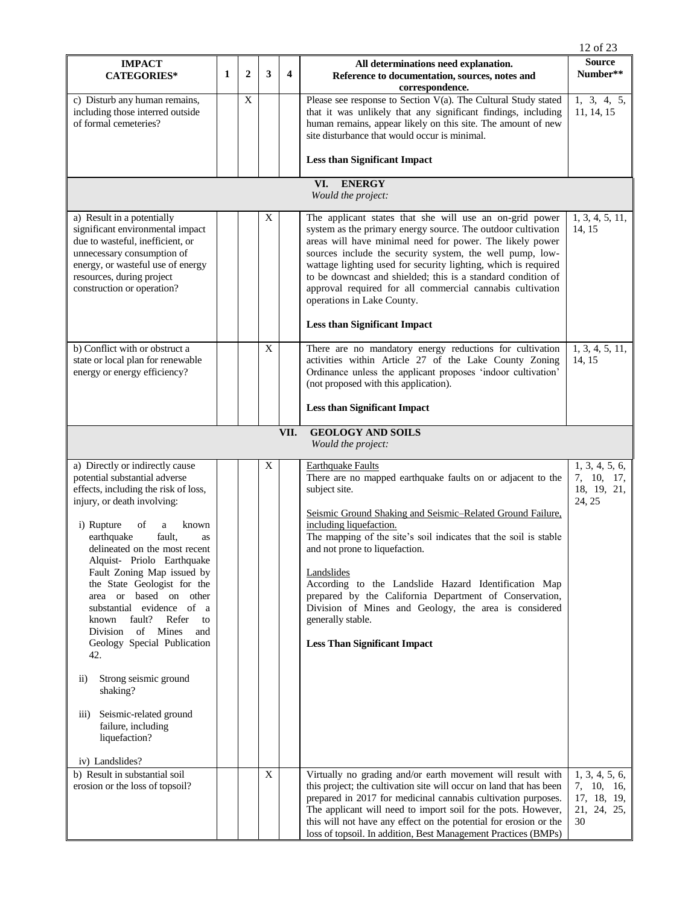| IMPACT CATEGORIES* | 1 | 2 | 3 | 4 | All determinations need explanation. Reference to documentation, sources, notes and correspondence. | Source Number** |
|---|---|---|---|---|---|---|
| c) Disturb any human remains, including those interred outside of formal cemeteries? | | X | | | Please see response to Section V(a). The Cultural Study stated that it was unlikely that any significant findings, including human remains, appear likely on this site. The amount of new site disturbance that would occur is minimal.<br><br>**Less than Significant Impact** | 1, 3, 4, 5, 11, 14, 15 |
| | | | | | **VI. ENERGY**<br>*Would the project:* | |
| a) Result in a potentially significant environmental impact due to wasteful, inefficient, or unnecessary consumption of energy, or wasteful use of energy resources, during project construction or operation? | | | X | | The applicant states that she will use an on-grid power system as the primary energy source. The outdoor cultivation areas will have minimal need for power. The likely power sources include the security system, the well pump, low-wattage lighting used for security lighting, which is required to be downcast and shielded; this is a standard condition of approval required for all commercial cannabis cultivation operations in Lake County.<br><br>**Less than Significant Impact** | 1, 3, 4, 5, 11, 14, 15 |
| b) Conflict with or obstruct a state or local plan for renewable energy or energy efficiency? | | | X | | There are no mandatory energy reductions for cultivation activities within Article 27 of the Lake County Zoning Ordinance unless the applicant proposes 'indoor cultivation' (not proposed with this application).<br><br>**Less than Significant Impact** | 1, 3, 4, 5, 11, 14, 15 |
| | | | | | **VII. GEOLOGY AND SOILS**<br>*Would the project:* | |
| a) Directly or indirectly cause potential substantial adverse effects, including the risk of loss, injury, or death involving:<br><br>i) Rupture of a known earthquake fault, as delineated on the most recent Alquist- Priolo Earthquake Fault Zoning Map issued by the State Geologist for the area or based on other substantial evidence of a known fault? Refer to Division of Mines and Geology Special Publication 42.<br><br>ii) Strong seismic ground shaking?<br><br>iii) Seismic-related ground failure, including liquefaction?<br><br>iv) Landslides? | | | X | | Earthquake Faults<br>There are no mapped earthquake faults on or adjacent to the subject site.<br><br>Seismic Ground Shaking and Seismic–Related Ground Failure, including liquefaction.<br>The mapping of the site's soil indicates that the soil is stable and not prone to liquefaction.<br><br>Landslides<br>According to the Landslide Hazard Identification Map prepared by the California Department of Conservation, Division of Mines and Geology, the area is considered generally stable.<br><br>**Less Than Significant Impact** | 1, 3, 4, 5, 6, 7, 10, 17, 18, 19, 21, 24, 25 |
| b) Result in substantial soil erosion or the loss of topsoil? | | | X | | Virtually no grading and/or earth movement will result with this project; the cultivation site will occur on land that has been prepared in 2017 for medicinal cannabis cultivation purposes. The applicant will need to import soil for the pots. However, this will not have any effect on the potential for erosion or the loss of topsoil. In addition, Best Management Practices (BMPs) | 1, 3, 4, 5, 6, 7, 10, 16, 17, 18, 19, 21, 24, 25, 30 |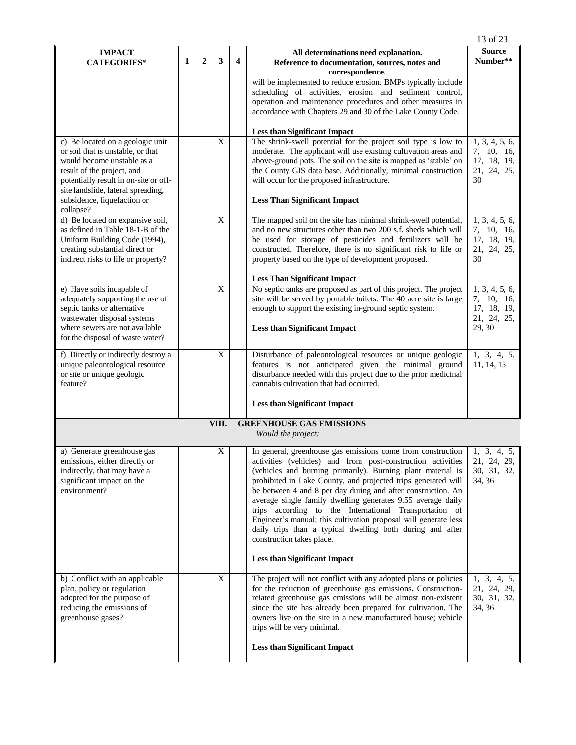| IMPACT CATEGORIES* | 1 | 2 | 3 | 4 | All determinations need explanation. Reference to documentation, sources, notes and correspondence. | Source Number** |
|---|---|---|---|---|---|---|
| | | | | | will be implemented to reduce erosion. BMPs typically include scheduling of activities, erosion and sediment control, operation and maintenance procedures and other measures in accordance with Chapters 29 and 30 of the Lake County Code.<br><br>**Less than Significant Impact** | |
| c) Be located on a geologic unit or soil that is unstable, or that would become unstable as a result of the project, and potentially result in on-site or off-site landslide, lateral spreading, subsidence, liquefaction or collapse? | | | X | | The shrink-swell potential for the project soil type is low to moderate. The applicant will use existing cultivation areas and above-ground pots. The soil on the site is mapped as 'stable' on the County GIS data base. Additionally, minimal construction will occur for the proposed infrastructure.<br><br>**Less Than Significant Impact** | 1, 3, 4, 5, 6, 7, 10, 16, 17, 18, 19, 21, 24, 25, 30 |
| d) Be located on expansive soil, as defined in Table 18-1-B of the Uniform Building Code (1994), creating substantial direct or indirect risks to life or property? | | | X | | The mapped soil on the site has minimal shrink-swell potential, and no new structures other than two 200 s.f. sheds which will be used for storage of pesticides and fertilizers will be constructed. Therefore, there is no significant risk to life or property based on the type of development proposed.<br><br>**Less Than Significant Impact** | 1, 3, 4, 5, 6, 7, 10, 16, 17, 18, 19, 21, 24, 25, 30 |
| e) Have soils incapable of adequately supporting the use of septic tanks or alternative wastewater disposal systems where sewers are not available for the disposal of waste water? | | | X | | No septic tanks are proposed as part of this project. The project site will be served by portable toilets. The 40 acre site is large enough to support the existing in-ground septic system.<br><br>**Less than Significant Impact** | 1, 3, 4, 5, 6, 7, 10, 16, 17, 18, 19, 21, 24, 25, 29, 30 |
| f) Directly or indirectly destroy a unique paleontological resource or site or unique geologic feature? | | | X | | Disturbance of paleontological resources or unique geologic features is not anticipated given the minimal ground disturbance needed with this project due to the prior medicinal cannabis cultivation that had occurred.<br><br>**Less than Significant Impact** | 1, 3, 4, 5, 11, 14, 15 |
| **VIII. GREENHOUSE GAS EMISSIONS** *Would the project:* | | | | | | |
| a) Generate greenhouse gas emissions, either directly or indirectly, that may have a significant impact on the environment? | | | X | | In general, greenhouse gas emissions come from construction activities (vehicles) and from post-construction activities (vehicles and burning primarily). Burning plant material is prohibited in Lake County, and projected trips generated will be between 4 and 8 per day during and after construction. An average single family dwelling generates 9.55 average daily trips according to the International Transportation of Engineer's manual; this cultivation proposal will generate less daily trips than a typical dwelling both during and after construction takes place.<br><br>**Less than Significant Impact** | 1, 3, 4, 5, 21, 24, 29, 30, 31, 32, 34, 36 |
| b) Conflict with an applicable plan, policy or regulation adopted for the purpose of reducing the emissions of greenhouse gases? | | | X | | The project will not conflict with any adopted plans or policies for the reduction of greenhouse gas emissions. Construction-related greenhouse gas emissions will be almost non-existent since the site has already been prepared for cultivation. The owners live on the site in a new manufactured house; vehicle trips will be very minimal.<br><br>**Less than Significant Impact** | 1, 3, 4, 5, 21, 24, 29, 30, 31, 32, 34, 36 |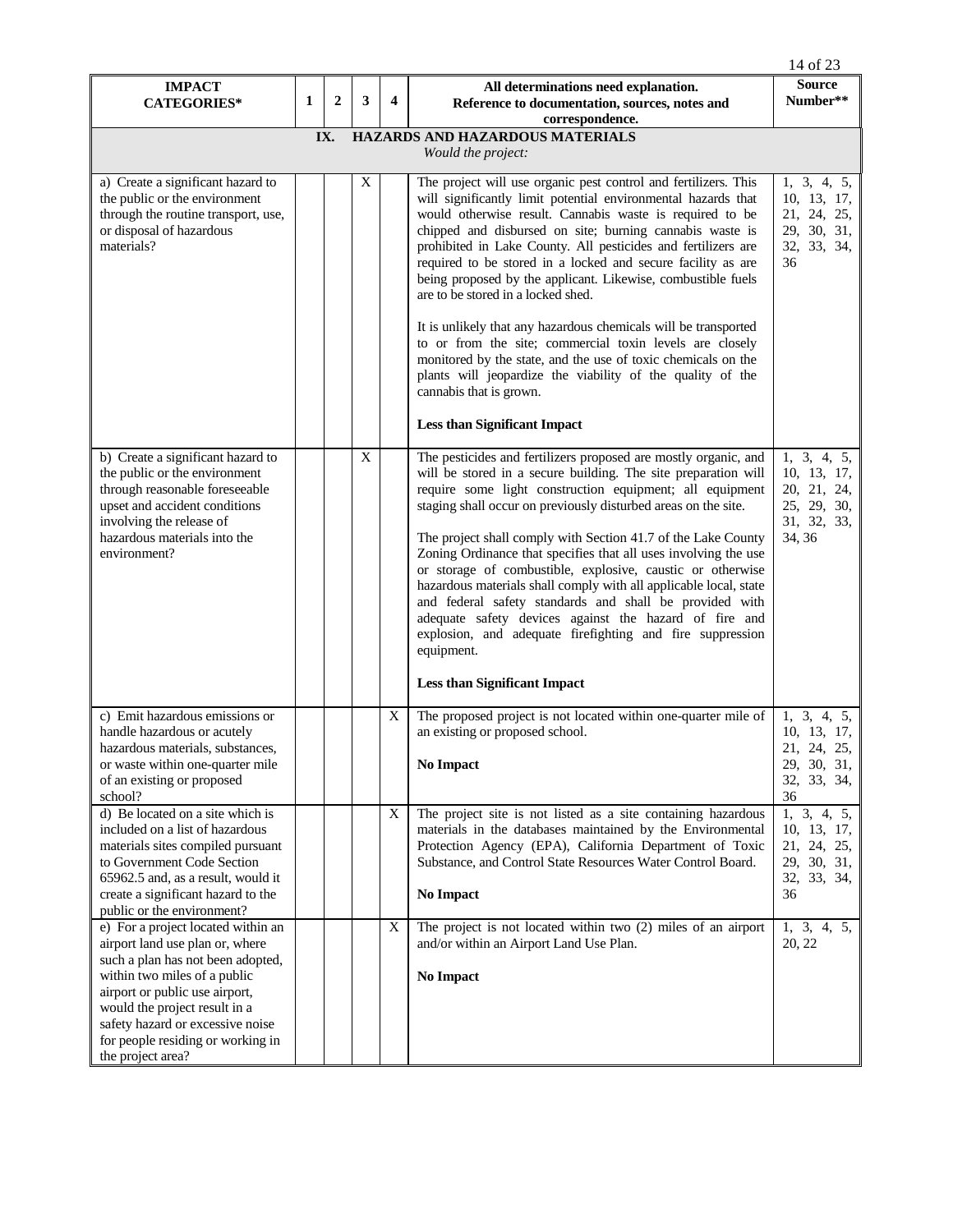| IMPACT CATEGORIES* | 1 | 2 | 3 | 4 | All determinations need explanation. Reference to documentation, sources, notes and correspondence. | Source Number** |
|---|---|---|---|---|---|---|
| **IX. HAZARDS AND HAZARDOUS MATERIALS** *Would the project:* | | | | | | |
| a) Create a significant hazard to the public or the environment through the routine transport, use, or disposal of hazardous materials? | | | X | | The project will use organic pest control and fertilizers. This will significantly limit potential environmental hazards that would otherwise result. Cannabis waste is required to be chipped and disbursed on site; burning cannabis waste is prohibited in Lake County. All pesticides and fertilizers are required to be stored in a locked and secure facility as are being proposed by the applicant. Likewise, combustible fuels are to be stored in a locked shed.<br><br>It is unlikely that any hazardous chemicals will be transported to or from the site; commercial toxin levels are closely monitored by the state, and the use of toxic chemicals on the plants will jeopardize the viability of the quality of the cannabis that is grown.<br><br>**Less than Significant Impact** | 1, 3, 4, 5, 10, 13, 17, 21, 24, 25, 29, 30, 31, 32, 33, 34, 36 |
| b) Create a significant hazard to the public or the environment through reasonable foreseeable upset and accident conditions involving the release of hazardous materials into the environment? | | | X | | The pesticides and fertilizers proposed are mostly organic, and will be stored in a secure building. The site preparation will require some light construction equipment; all equipment staging shall occur on previously disturbed areas on the site.<br><br>The project shall comply with Section 41.7 of the Lake County Zoning Ordinance that specifies that all uses involving the use or storage of combustible, explosive, caustic or otherwise hazardous materials shall comply with all applicable local, state and federal safety standards and shall be provided with adequate safety devices against the hazard of fire and explosion, and adequate firefighting and fire suppression equipment.<br><br>**Less than Significant Impact** | 1, 3, 4, 5, 10, 13, 17, 20, 21, 24, 25, 29, 30, 31, 32, 33, 34, 36 |
| c) Emit hazardous emissions or handle hazardous or acutely hazardous materials, substances, or waste within one-quarter mile of an existing or proposed school? | | | | X | The proposed project is not located within one-quarter mile of an existing or proposed school.<br><br>**No Impact** | 1, 3, 4, 5, 10, 13, 17, 21, 24, 25, 29, 30, 31, 32, 33, 34, 36 |
| d) Be located on a site which is included on a list of hazardous materials sites compiled pursuant to Government Code Section 65962.5 and, as a result, would it create a significant hazard to the public or the environment? | | | | X | The project site is not listed as a site containing hazardous materials in the databases maintained by the Environmental Protection Agency (EPA), California Department of Toxic Substance, and Control State Resources Water Control Board.<br><br>**No Impact** | 1, 3, 4, 5, 10, 13, 17, 21, 24, 25, 29, 30, 31, 32, 33, 34, 36 |
| e) For a project located within an airport land use plan or, where such a plan has not been adopted, within two miles of a public airport or public use airport, would the project result in a safety hazard or excessive noise for people residing or working in the project area? | | | | X | The project is not located within two (2) miles of an airport and/or within an Airport Land Use Plan.<br><br>**No Impact** | 1, 3, 4, 5, 20, 22 |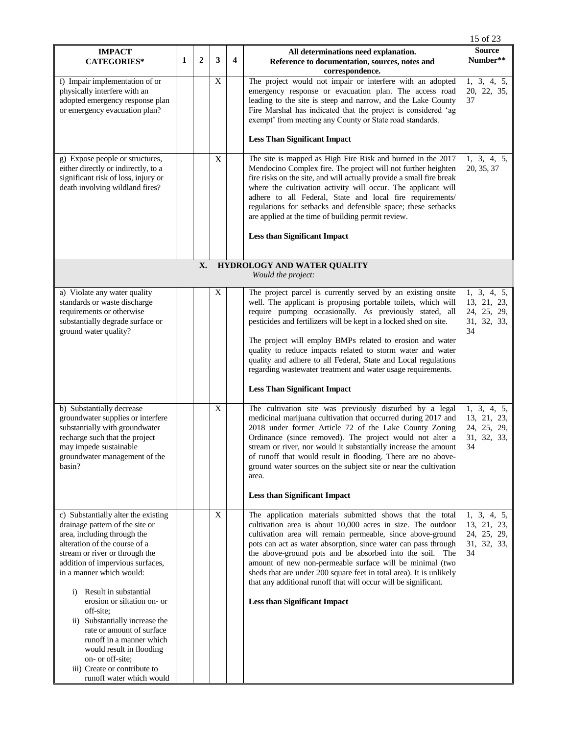| IMPACT CATEGORIES* | 1 | 2 | 3 | 4 | All determinations need explanation. Reference to documentation, sources, notes and correspondence. | Source Number** |
|---|---|---|---|---|---|---|
| f) Impair implementation of or physically interfere with an adopted emergency response plan or emergency evacuation plan? | | | X | | The project would not impair or interfere with an adopted emergency response or evacuation plan. The access road leading to the site is steep and narrow, and the Lake County Fire Marshal has indicated that the project is considered 'ag exempt' from meeting any County or State road standards.<br><br>**Less Than Significant Impact** | 1, 3, 4, 5, 20, 22, 35, 37 |
| g) Expose people or structures, either directly or indirectly, to a significant risk of loss, injury or death involving wildland fires? | | | X | | The site is mapped as High Fire Risk and burned in the 2017 Mendocino Complex fire. The project will not further heighten fire risks on the site, and will actually provide a small fire break where the cultivation activity will occur. The applicant will adhere to all Federal, State and local fire requirements/ regulations for setbacks and defensible space; these setbacks are applied at the time of building permit review.<br><br>**Less than Significant Impact** | 1, 3, 4, 5, 20, 35, 37 |
| **X. HYDROLOGY AND WATER QUALITY** *Would the project:* | | | | | | |
| a) Violate any water quality standards or waste discharge requirements or otherwise substantially degrade surface or ground water quality? | | | X | | The project parcel is currently served by an existing onsite well. The applicant is proposing portable toilets, which will require pumping occasionally. As previously stated, all pesticides and fertilizers will be kept in a locked shed on site.<br><br>The project will employ BMPs related to erosion and water quality to reduce impacts related to storm water and water quality and adhere to all Federal, State and Local regulations regarding wastewater treatment and water usage requirements.<br><br>**Less Than Significant Impact** | 1, 3, 4, 5, 13, 21, 23, 24, 25, 29, 31, 32, 33, 34 |
| b) Substantially decrease groundwater supplies or interfere substantially with groundwater recharge such that the project may impede sustainable groundwater management of the basin? | | | X | | The cultivation site was previously disturbed by a legal medicinal marijuana cultivation that occurred during 2017 and 2018 under former Article 72 of the Lake County Zoning Ordinance (since removed). The project would not alter a stream or river, nor would it substantially increase the amount of runoff that would result in flooding. There are no above-ground water sources on the subject site or near the cultivation area.<br><br>**Less than Significant Impact** | 1, 3, 4, 5, 13, 21, 23, 24, 25, 29, 31, 32, 33, 34 |
| c) Substantially alter the existing drainage pattern of the site or area, including through the alteration of the course of a stream or river or through the addition of impervious surfaces, in a manner which would:<br>i) Result in substantial erosion or siltation on- or off-site;<br>ii) Substantially increase the rate or amount of surface runoff in a manner which would result in flooding on- or off-site;<br>iii) Create or contribute to runoff water which would | | | X | | The application materials submitted shows that the total cultivation area is about 10,000 acres in size. The outdoor cultivation area will remain permeable, since above-ground pots can act as water absorption, since water can pass through the above-ground pots and be absorbed into the soil. The amount of new non-permeable surface will be minimal (two sheds that are under 200 square feet in total area). It is unlikely that any additional runoff that will occur will be significant.<br><br>**Less than Significant Impact** | 1, 3, 4, 5, 13, 21, 23, 24, 25, 29, 31, 32, 33, 34 |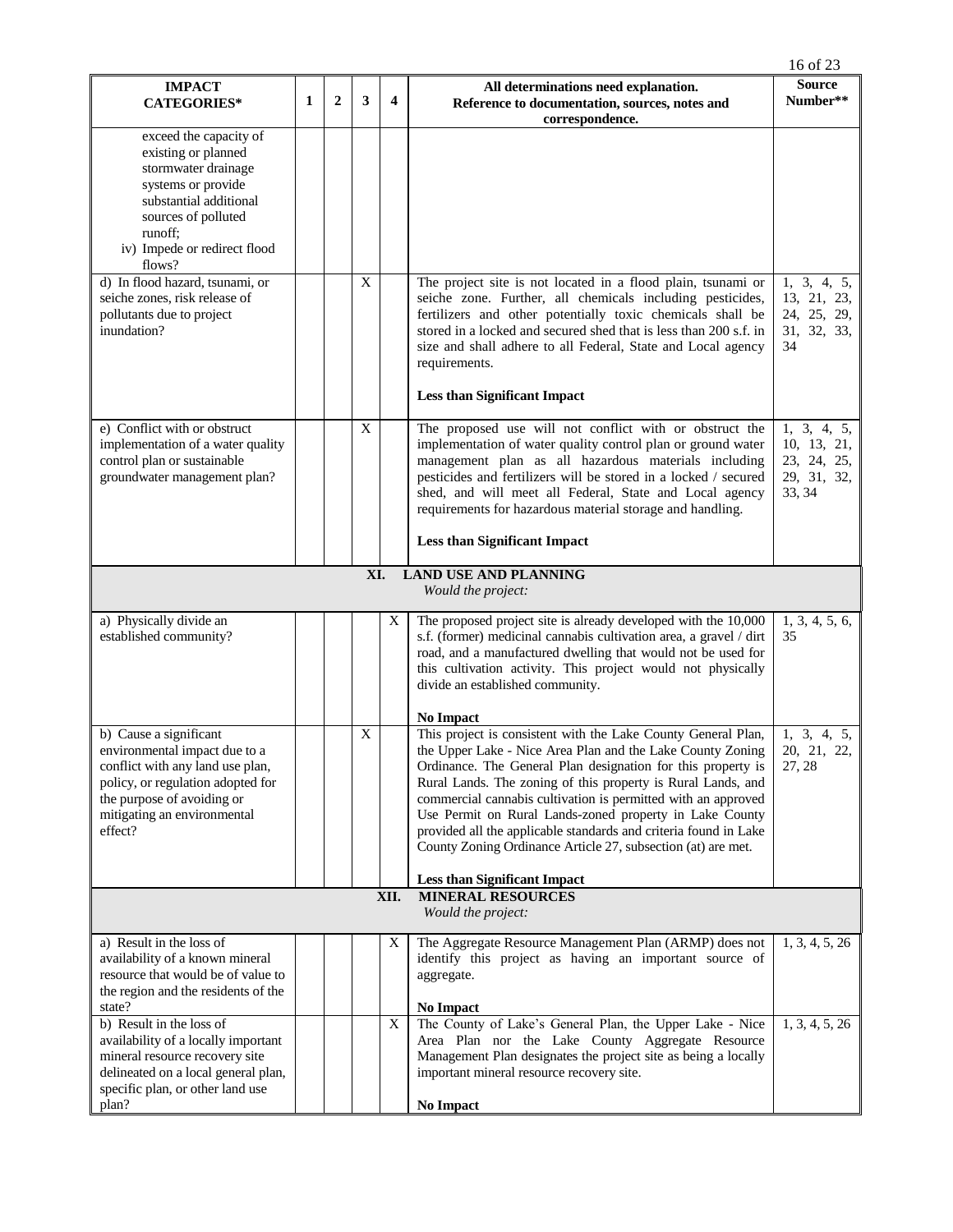| IMPACT CATEGORIES* | 1 | 2 | 3 | 4 | All determinations need explanation. Reference to documentation, sources, notes and correspondence. | Source Number** |
|---|---|---|---|---|---|---|
| exceed the capacity of existing or planned stormwater drainage systems or provide substantial additional sources of polluted runoff; iv) Impede or redirect flood flows? | | | | | | |
| d) In flood hazard, tsunami, or seiche zones, risk release of pollutants due to project inundation? | | | X | | The project site is not located in a flood plain, tsunami or seiche zone. Further, all chemicals including pesticides, fertilizers and other potentially toxic chemicals shall be stored in a locked and secured shed that is less than 200 s.f. in size and shall adhere to all Federal, State and Local agency requirements.<br><br>**Less than Significant Impact** | 1, 3, 4, 5, 13, 21, 23, 24, 25, 29, 31, 32, 33, 34 |
| e) Conflict with or obstruct implementation of a water quality control plan or sustainable groundwater management plan? | | | X | | The proposed use will not conflict with or obstruct the implementation of water quality control plan or ground water management plan as all hazardous materials including pesticides and fertilizers will be stored in a locked / secured shed, and will meet all Federal, State and Local agency requirements for hazardous material storage and handling.<br><br>**Less than Significant Impact** | 1, 3, 4, 5, 10, 13, 21, 23, 24, 25, 29, 31, 32, 33, 34 |
| | | | | | **XI. LAND USE AND PLANNING**<br>*Would the project:* | |
| a) Physically divide an established community? | | | | X | The proposed project site is already developed with the 10,000 s.f. (former) medicinal cannabis cultivation area, a gravel / dirt road, and a manufactured dwelling that would not be used for this cultivation activity. This project would not physically divide an established community.<br><br>**No Impact** | 1, 3, 4, 5, 6, 35 |
| b) Cause a significant environmental impact due to a conflict with any land use plan, policy, or regulation adopted for the purpose of avoiding or mitigating an environmental effect? | | | X | | This project is consistent with the Lake County General Plan, the Upper Lake - Nice Area Plan and the Lake County Zoning Ordinance. The General Plan designation for this property is Rural Lands. The zoning of this property is Rural Lands, and commercial cannabis cultivation is permitted with an approved Use Permit on Rural Lands-zoned property in Lake County provided all the applicable standards and criteria found in Lake County Zoning Ordinance Article 27, subsection (at) are met.<br><br>**Less than Significant Impact** | 1, 3, 4, 5, 20, 21, 22, 27, 28 |
| | | | | | **XII. MINERAL RESOURCES**<br>*Would the project:* | |
| a) Result in the loss of availability of a known mineral resource that would be of value to the region and the residents of the state? | | | | X | The Aggregate Resource Management Plan (ARMP) does not identify this project as having an important source of aggregate.<br><br>**No Impact** | 1, 3, 4, 5, 26 |
| b) Result in the loss of availability of a locally important mineral resource recovery site delineated on a local general plan, specific plan, or other land use plan? | | | | X | The County of Lake's General Plan, the Upper Lake - Nice Area Plan nor the Lake County Aggregate Resource Management Plan designates the project site as being a locally important mineral resource recovery site.<br><br>**No Impact** | 1, 3, 4, 5, 26 |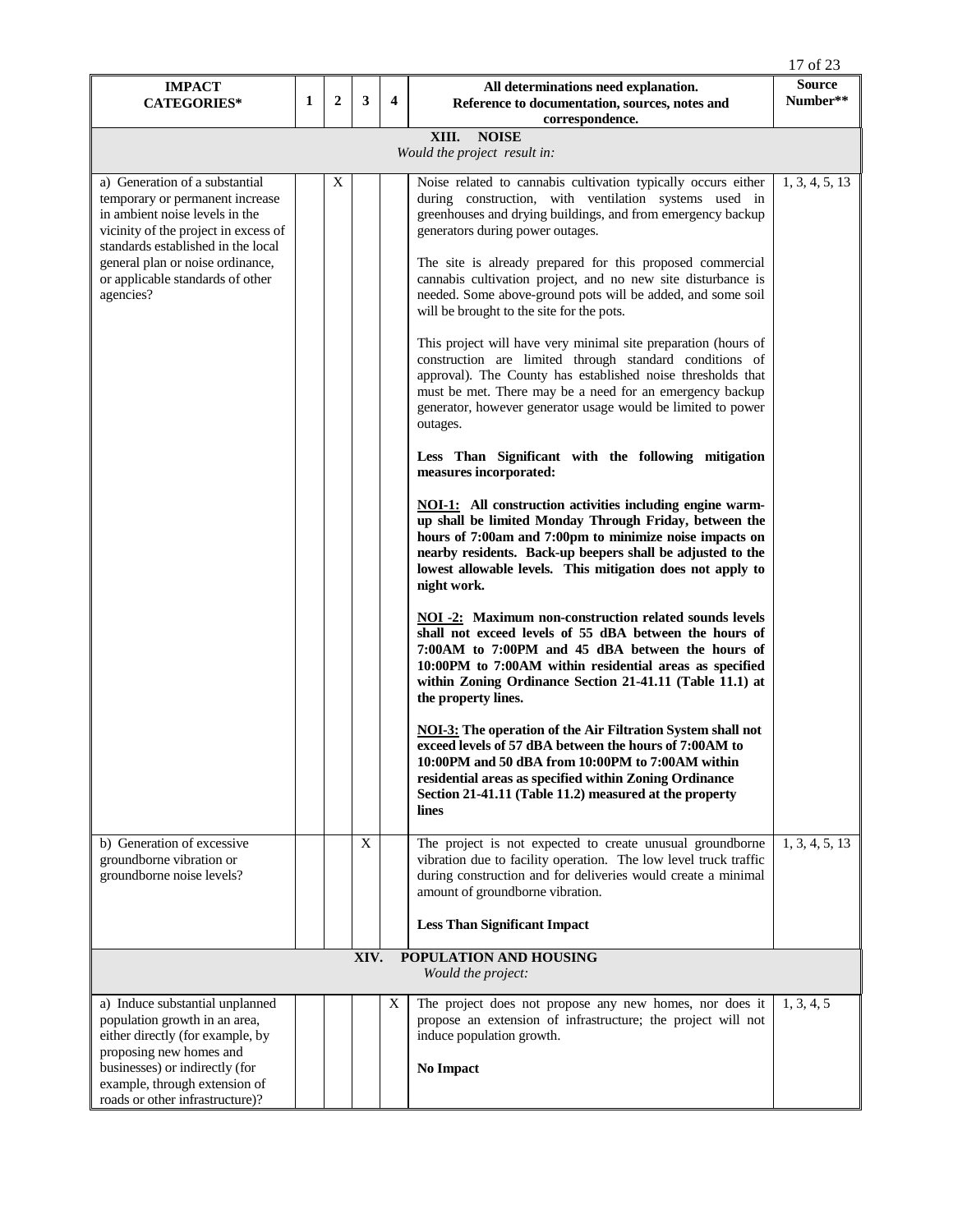| IMPACT CATEGORIES* | 1 | 2 | 3 | 4 | All determinations need explanation. Reference to documentation, sources, notes and correspondence. | Source Number** |
|---|---|---|---|---|---|---|
| **XIII. NOISE** *Would the project result in:* | | | | | | |
| a) Generation of a substantial temporary or permanent increase in ambient noise levels in the vicinity of the project in excess of standards established in the local general plan or noise ordinance, or applicable standards of other agencies? | | X | | | Noise related to cannabis cultivation typically occurs either during construction, with ventilation systems used in greenhouses and drying buildings, and from emergency backup generators during power outages.<br><br>The site is already prepared for this proposed commercial cannabis cultivation project, and no new site disturbance is needed. Some above-ground pots will be added, and some soil will be brought to the site for the pots.<br><br>This project will have very minimal site preparation (hours of construction are limited through standard conditions of approval). The County has established noise thresholds that must be met. There may be a need for an emergency backup generator, however generator usage would be limited to power outages.<br><br>**Less Than Significant with the following mitigation measures incorporated:**<br><br>**<u>NOI-1:</u> All construction activities including engine warm-up shall be limited Monday Through Friday, between the hours of 7:00am and 7:00pm to minimize noise impacts on nearby residents. Back-up beepers shall be adjusted to the lowest allowable levels. This mitigation does not apply to night work.**<br><br>**<u>NOI -2:</u> Maximum non-construction related sounds levels shall not exceed levels of 55 dBA between the hours of 7:00AM to 7:00PM and 45 dBA between the hours of 10:00PM to 7:00AM within residential areas as specified within Zoning Ordinance Section 21-41.11 (Table 11.1) at the property lines.**<br><br>**<u>NOI-3:</u> The operation of the Air Filtration System shall not exceed levels of 57 dBA between the hours of 7:00AM to 10:00PM and 50 dBA from 10:00PM to 7:00AM within residential areas as specified within Zoning Ordinance Section 21-41.11 (Table 11.2) measured at the property lines** | 1, 3, 4, 5, 13 |
| b) Generation of excessive groundborne vibration or groundborne noise levels? | | | X | | The project is not expected to create unusual groundborne vibration due to facility operation. The low level truck traffic during construction and for deliveries would create a minimal amount of groundborne vibration.<br><br>**Less Than Significant Impact** | 1, 3, 4, 5, 13 |
| **XIV. POPULATION AND HOUSING** *Would the project:* | | | | | | |
| a) Induce substantial unplanned population growth in an area, either directly (for example, by proposing new homes and businesses) or indirectly (for example, through extension of roads or other infrastructure)? | | | | X | The project does not propose any new homes, nor does it propose an extension of infrastructure; the project will not induce population growth.<br><br>**No Impact** | 1, 3, 4, 5 |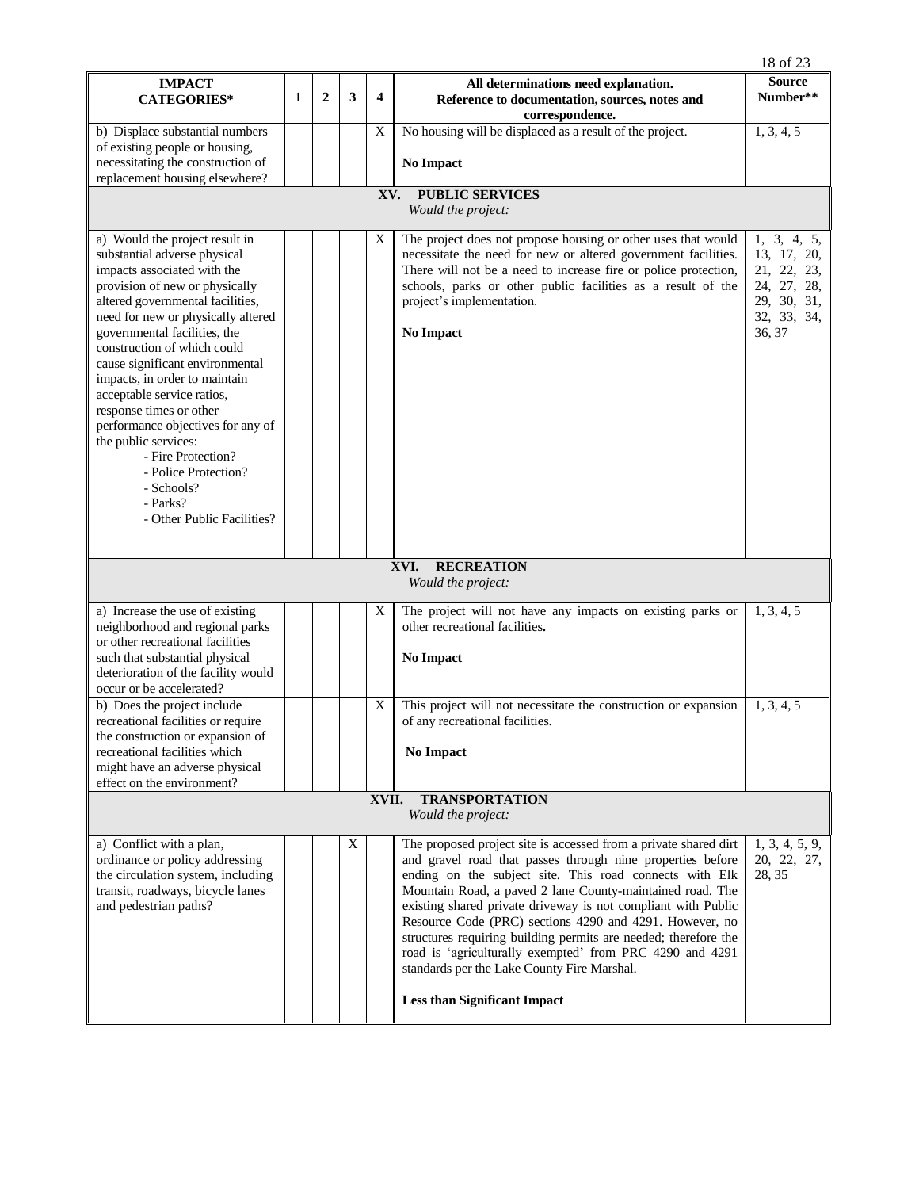| IMPACT CATEGORIES* | 1 | 2 | 3 | 4 | All determinations need explanation. Reference to documentation, sources, notes and correspondence. | Source Number** |
|---|---|---|---|---|---|---|
| b) Displace substantial numbers of existing people or housing, necessitating the construction of replacement housing elsewhere? | | | | X | No housing will be displaced as a result of the project. **No Impact** | 1, 3, 4, 5 |
| **XV. PUBLIC SERVICES** *Would the project:* | | | | | | |
| a) Would the project result in substantial adverse physical impacts associated with the provision of new or physically altered governmental facilities, need for new or physically altered governmental facilities, the construction of which could cause significant environmental impacts, in order to maintain acceptable service ratios, response times or other performance objectives for any of the public services: - Fire Protection? - Police Protection? - Schools? - Parks? - Other Public Facilities? | | | | X | The project does not propose housing or other uses that would necessitate the need for new or altered government facilities. There will not be a need to increase fire or police protection, schools, parks or other public facilities as a result of the project's implementation. **No Impact** | 1, 3, 4, 5, 13, 17, 20, 21, 22, 23, 24, 27, 28, 29, 30, 31, 32, 33, 34, 36, 37 |
| **XVI. RECREATION** *Would the project:* | | | | | | |
| a) Increase the use of existing neighborhood and regional parks or other recreational facilities such that substantial physical deterioration of the facility would occur or be accelerated? | | | | X | The project will not have any impacts on existing parks or other recreational facilities. **No Impact** | 1, 3, 4, 5 |
| b) Does the project include recreational facilities or require the construction or expansion of recreational facilities which might have an adverse physical effect on the environment? | | | | X | This project will not necessitate the construction or expansion of any recreational facilities. **No Impact** | 1, 3, 4, 5 |
| **XVII. TRANSPORTATION** *Would the project:* | | | | | | |
| a) Conflict with a plan, ordinance or policy addressing the circulation system, including transit, roadways, bicycle lanes and pedestrian paths? | | | X | | The proposed project site is accessed from a private shared dirt and gravel road that passes through nine properties before ending on the subject site. This road connects with Elk Mountain Road, a paved 2 lane County-maintained road. The existing shared private driveway is not compliant with Public Resource Code (PRC) sections 4290 and 4291. However, no structures requiring building permits are needed; therefore the road is 'agriculturally exempted' from PRC 4290 and 4291 standards per the Lake County Fire Marshal. **Less than Significant Impact** | 1, 3, 4, 5, 9, 20, 22, 27, 28, 35 |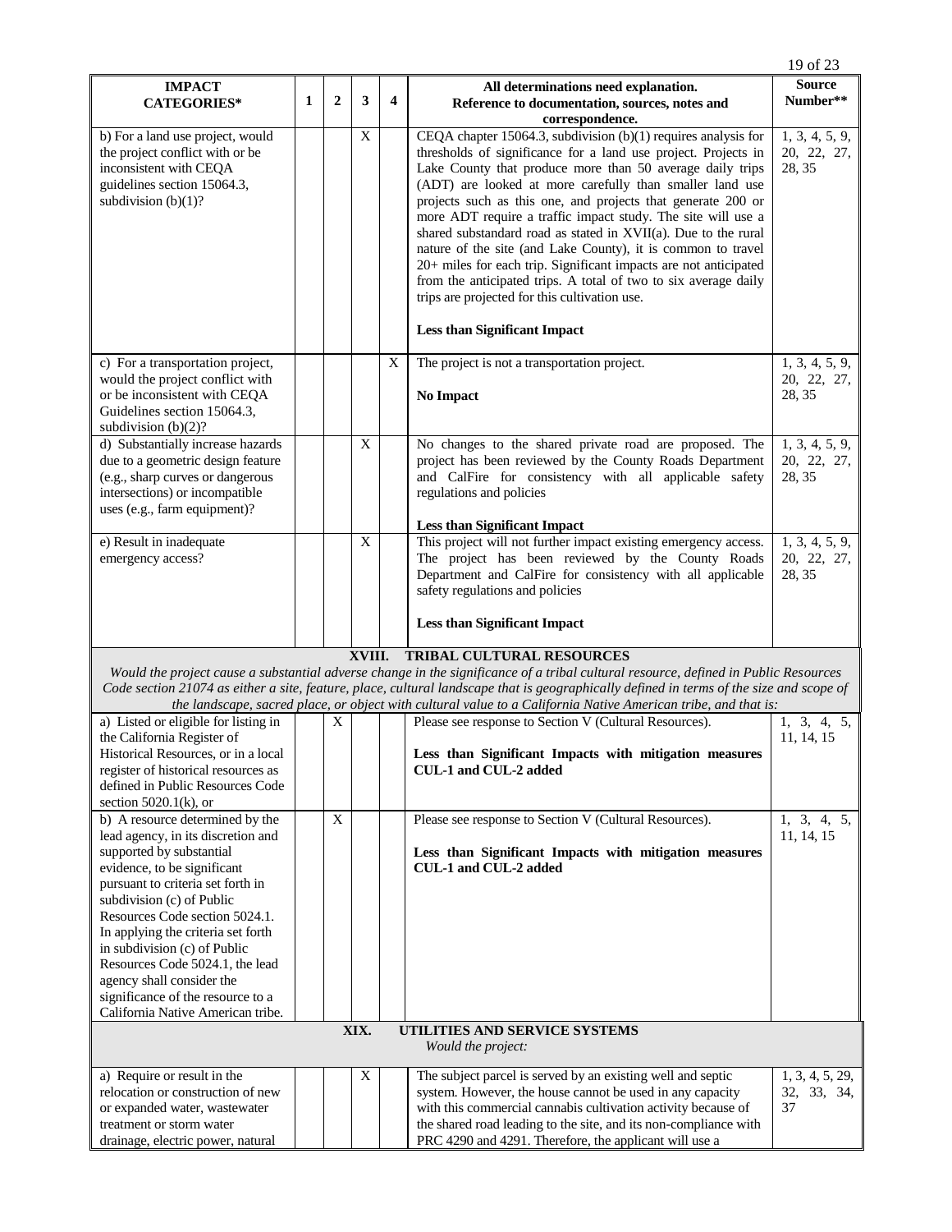| IMPACT CATEGORIES* | 1 | 2 | 3 | 4 | All determinations need explanation. Reference to documentation, sources, notes and correspondence. | Source Number** |
|---|---|---|---|---|---|---|
| b) For a land use project, would the project conflict with or be inconsistent with CEQA guidelines section 15064.3, subdivision (b)(1)? | | | X | | CEQA chapter 15064.3, subdivision (b)(1) requires analysis for thresholds of significance for a land use project. Projects in Lake County that produce more than 50 average daily trips (ADT) are looked at more carefully than smaller land use projects such as this one, and projects that generate 200 or more ADT require a traffic impact study. The site will use a shared substandard road as stated in XVII(a). Due to the rural nature of the site (and Lake County), it is common to travel 20+ miles for each trip. Significant impacts are not anticipated from the anticipated trips. A total of two to six average daily trips are projected for this cultivation use.<br><br>**Less than Significant Impact** | 1, 3, 4, 5, 9, 20, 22, 27, 28, 35 |
| c) For a transportation project, would the project conflict with or be inconsistent with CEQA Guidelines section 15064.3, subdivision (b)(2)? | | | | X | The project is not a transportation project.<br><br>**No Impact** | 1, 3, 4, 5, 9, 20, 22, 27, 28, 35 |
| d) Substantially increase hazards due to a geometric design feature (e.g., sharp curves or dangerous intersections) or incompatible uses (e.g., farm equipment)? | | | X | | No changes to the shared private road are proposed. The project has been reviewed by the County Roads Department and CalFire for consistency with all applicable safety regulations and policies<br><br>**Less than Significant Impact** | 1, 3, 4, 5, 9, 20, 22, 27, 28, 35 |
| e) Result in inadequate emergency access? | | | X | | This project will not further impact existing emergency access. The project has been reviewed by the County Roads Department and CalFire for consistency with all applicable safety regulations and policies<br><br>**Less than Significant Impact** | 1, 3, 4, 5, 9, 20, 22, 27, 28, 35 |
| **XVIII. TRIBAL CULTURAL RESOURCES**<br>*Would the project cause a substantial adverse change in the significance of a tribal cultural resource, defined in Public Resources Code section 21074 as either a site, feature, place, cultural landscape that is geographically defined in terms of the size and scope of the landscape, sacred place, or object with cultural value to a California Native American tribe, and that is:* | | | | | | |
| a) Listed or eligible for listing in the California Register of Historical Resources, or in a local register of historical resources as defined in Public Resources Code section 5020.1(k), or | | X | | | Please see response to Section V (Cultural Resources).<br><br>**Less than Significant Impacts with mitigation measures CUL-1 and CUL-2 added** | 1, 3, 4, 5, 11, 14, 15 |
| b) A resource determined by the lead agency, in its discretion and supported by substantial evidence, to be significant pursuant to criteria set forth in subdivision (c) of Public Resources Code section 5024.1. In applying the criteria set forth in subdivision (c) of Public Resources Code 5024.1, the lead agency shall consider the significance of the resource to a California Native American tribe. | | X | | | Please see response to Section V (Cultural Resources).<br><br>**Less than Significant Impacts with mitigation measures CUL-1 and CUL-2 added** | 1, 3, 4, 5, 11, 14, 15 |
| **XIX. UTILITIES AND SERVICE SYSTEMS**<br>*Would the project:* | | | | | | |
| a) Require or result in the relocation or construction of new or expanded water, wastewater treatment or storm water drainage, electric power, natural | | | X | | The subject parcel is served by an existing well and septic system. However, the house cannot be used in any capacity with this commercial cannabis cultivation activity because of the shared road leading to the site, and its non-compliance with PRC 4290 and 4291. Therefore, the applicant will use a | 1, 3, 4, 5, 29, 32, 33, 34, 37 |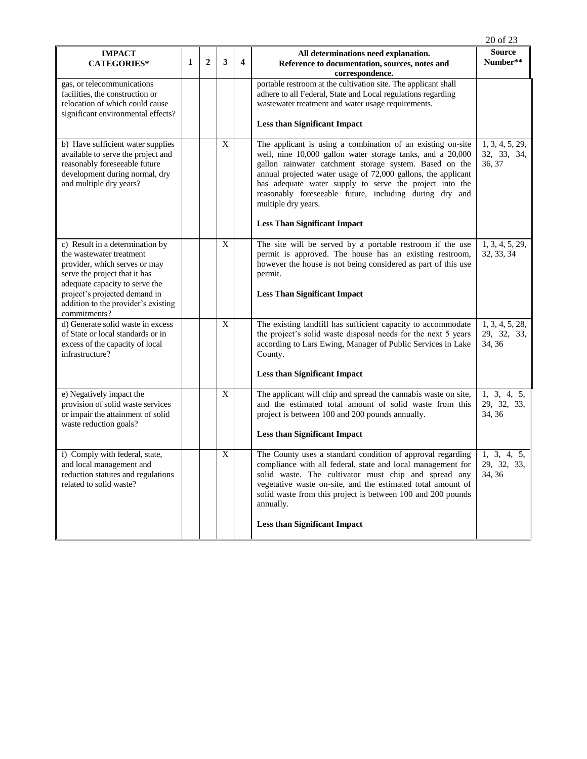| IMPACT CATEGORIES* | 1 | 2 | 3 | 4 | All determinations need explanation. Reference to documentation, sources, notes and correspondence. | Source Number** |
|---|---|---|---|---|---|---|
| gas, or telecommunications facilities, the construction or relocation of which could cause significant environmental effects? | | | | | portable restroom at the cultivation site. The applicant shall adhere to all Federal, State and Local regulations regarding wastewater treatment and water usage requirements.<br><br>**Less than Significant Impact** | |
| b) Have sufficient water supplies available to serve the project and reasonably foreseeable future development during normal, dry and multiple dry years? | | | X | | The applicant is using a combination of an existing on-site well, nine 10,000 gallon water storage tanks, and a 20,000 gallon rainwater catchment storage system. Based on the annual projected water usage of 72,000 gallons, the applicant has adequate water supply to serve the project into the reasonably foreseeable future, including during dry and multiple dry years.<br><br>**Less Than Significant Impact** | 1, 3, 4, 5, 29, 32, 33, 34, 36, 37 |
| c) Result in a determination by the wastewater treatment provider, which serves or may serve the project that it has adequate capacity to serve the project's projected demand in addition to the provider's existing commitments? | | | X | | The site will be served by a portable restroom if the use permit is approved. The house has an existing restroom, however the house is not being considered as part of this use permit.<br><br>**Less Than Significant Impact** | 1, 3, 4, 5, 29, 32, 33, 34 |
| d) Generate solid waste in excess of State or local standards or in excess of the capacity of local infrastructure? | | | X | | The existing landfill has sufficient capacity to accommodate the project's solid waste disposal needs for the next 5 years according to Lars Ewing, Manager of Public Services in Lake County.<br><br>**Less than Significant Impact** | 1, 3, 4, 5, 28, 29, 32, 33, 34, 36 |
| e) Negatively impact the provision of solid waste services or impair the attainment of solid waste reduction goals? | | | X | | The applicant will chip and spread the cannabis waste on site, and the estimated total amount of solid waste from this project is between 100 and 200 pounds annually.<br><br>**Less than Significant Impact** | 1, 3, 4, 5, 29, 32, 33, 34, 36 |
| f) Comply with federal, state, and local management and reduction statutes and regulations related to solid waste? | | | X | | The County uses a standard condition of approval regarding compliance with all federal, state and local management for solid waste. The cultivator must chip and spread any vegetative waste on-site, and the estimated total amount of solid waste from this project is between 100 and 200 pounds annually.<br><br>**Less than Significant Impact** | 1, 3, 4, 5, 29, 32, 33, 34, 36 |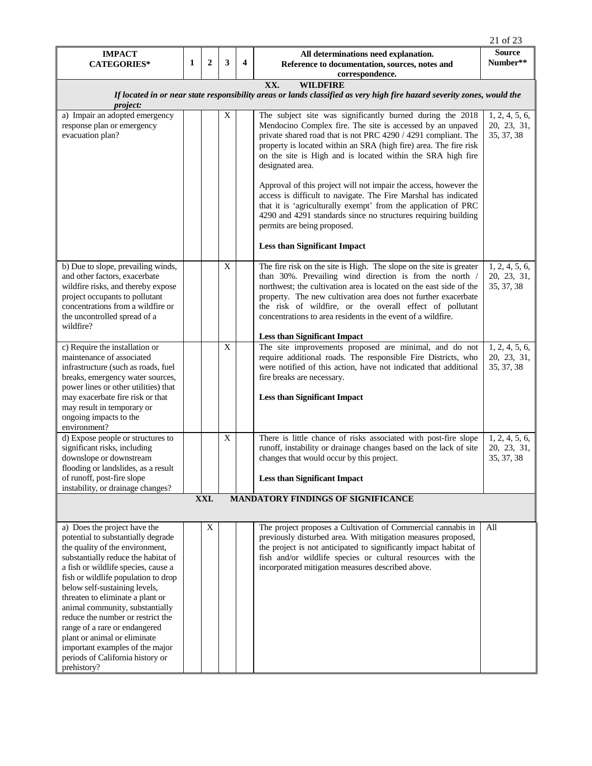| IMPACT CATEGORIES* | 1 | 2 | 3 | 4 | All determinations need explanation. Reference to documentation, sources, notes and correspondence. | Source Number** |
|---|---|---|---|---|---|---|
| **XX. WILDFIRE** *If located in or near state responsibility areas or lands classified as very high fire hazard severity zones, would the project:* | | | | | | |
| a) Impair an adopted emergency response plan or emergency evacuation plan? | | | X | | The subject site was significantly burned during the 2018 Mendocino Complex fire. The site is accessed by an unpaved private shared road that is not PRC 4290 / 4291 compliant. The property is located within an SRA (high fire) area. The fire risk on the site is High and is located within the SRA high fire designated area.<br><br>Approval of this project will not impair the access, however the access is difficult to navigate. The Fire Marshal has indicated that it is 'agriculturally exempt' from the application of PRC 4290 and 4291 standards since no structures requiring building permits are being proposed.<br><br>**Less than Significant Impact** | 1, 2, 4, 5, 6, 20, 23, 31, 35, 37, 38 |
| b) Due to slope, prevailing winds, and other factors, exacerbate wildfire risks, and thereby expose project occupants to pollutant concentrations from a wildfire or the uncontrolled spread of a wildfire? | | | X | | The fire risk on the site is High. The slope on the site is greater than 30%. Prevailing wind direction is from the north / northwest; the cultivation area is located on the east side of the property. The new cultivation area does not further exacerbate the risk of wildfire, or the overall effect of pollutant concentrations to area residents in the event of a wildfire.<br><br>**Less than Significant Impact** | 1, 2, 4, 5, 6, 20, 23, 31, 35, 37, 38 |
| c) Require the installation or maintenance of associated infrastructure (such as roads, fuel breaks, emergency water sources, power lines or other utilities) that may exacerbate fire risk or that may result in temporary or ongoing impacts to the environment? | | | X | | The site improvements proposed are minimal, and do not require additional roads. The responsible Fire Districts, who were notified of this action, have not indicated that additional fire breaks are necessary.<br><br>**Less than Significant Impact** | 1, 2, 4, 5, 6, 20, 23, 31, 35, 37, 38 |
| d) Expose people or structures to significant risks, including downslope or downstream flooding or landslides, as a result of runoff, post-fire slope instability, or drainage changes? | | | X | | There is little chance of risks associated with post-fire slope runoff, instability or drainage changes based on the lack of site changes that would occur by this project.<br><br>**Less than Significant Impact** | 1, 2, 4, 5, 6, 20, 23, 31, 35, 37, 38 |
| **XXI. MANDATORY FINDINGS OF SIGNIFICANCE** | | | | | | |
| a) Does the project have the potential to substantially degrade the quality of the environment, substantially reduce the habitat of a fish or wildlife species, cause a fish or wildlife population to drop below self-sustaining levels, threaten to eliminate a plant or animal community, substantially reduce the number or restrict the range of a rare or endangered plant or animal or eliminate important examples of the major periods of California history or prehistory? | | X | | | The project proposes a Cultivation of Commercial cannabis in previously disturbed area. With mitigation measures proposed, the project is not anticipated to significantly impact habitat of fish and/or wildlife species or cultural resources with the incorporated mitigation measures described above. | All |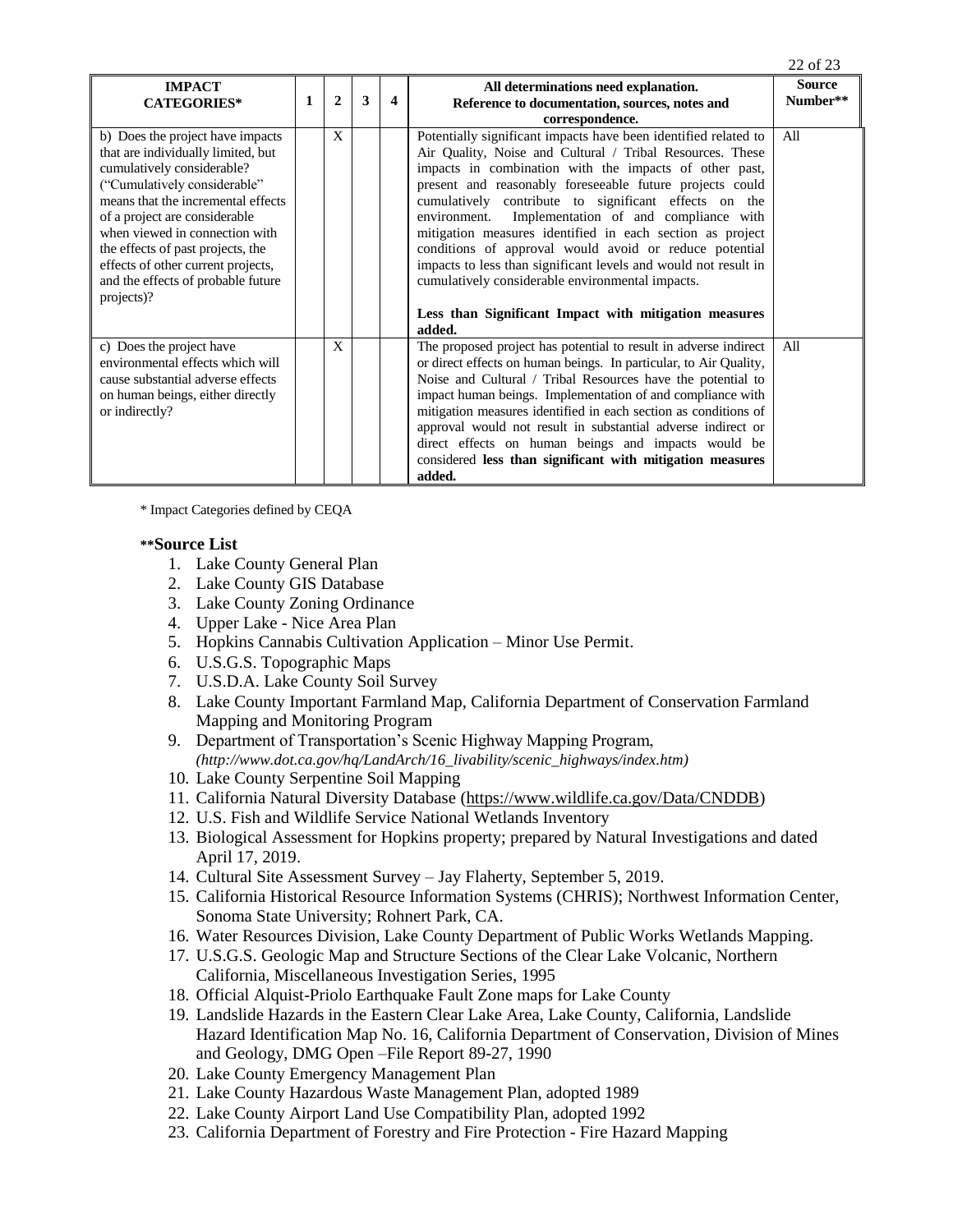| IMPACT CATEGORIES* | 1 | 2 | 3 | 4 | All determinations need explanation. Reference to documentation, sources, notes and correspondence. | Source Number** |
|---|---|---|---|---|---|---|
| b) Does the project have impacts that are individually limited, but cumulatively considerable? ("Cumulatively considerable" means that the incremental effects of a project are considerable when viewed in connection with the effects of past projects, the effects of other current projects, and the effects of probable future projects)? | | X | | | Potentially significant impacts have been identified related to Air Quality, Noise and Cultural / Tribal Resources. These impacts in combination with the impacts of other past, present and reasonably foreseeable future projects could cumulatively contribute to significant effects on the environment. Implementation of and compliance with mitigation measures identified in each section as project conditions of approval would avoid or reduce potential impacts to less than significant levels and would not result in cumulatively considerable environmental impacts.<br><br>**Less than Significant Impact with mitigation measures added.** | All |
| c) Does the project have environmental effects which will cause substantial adverse effects on human beings, either directly or indirectly? | | X | | | The proposed project has potential to result in adverse indirect or direct effects on human beings. In particular, to Air Quality, Noise and Cultural / Tribal Resources have the potential to impact human beings. Implementation of and compliance with mitigation measures identified in each section as conditions of approval would not result in substantial adverse indirect or direct effects on human beings and impacts would be considered **less than significant with mitigation measures added.** | All |

* Impact Categories defined by CEQA

**\*\*Source List**

1. Lake County General Plan
2. Lake County GIS Database
3. Lake County Zoning Ordinance
4. Upper Lake - Nice Area Plan
5. Hopkins Cannabis Cultivation Application – Minor Use Permit.
6. U.S.G.S. Topographic Maps
7. U.S.D.A. Lake County Soil Survey
8. Lake County Important Farmland Map, California Department of Conservation Farmland Mapping and Monitoring Program
9. Department of Transportation's Scenic Highway Mapping Program, *(http://www.dot.ca.gov/hq/LandArch/16_livability/scenic_highways/index.htm)*
10. Lake County Serpentine Soil Mapping
11. California Natural Diversity Database (https://www.wildlife.ca.gov/Data/CNDDB)
12. U.S. Fish and Wildlife Service National Wetlands Inventory
13. Biological Assessment for Hopkins property; prepared by Natural Investigations and dated April 17, 2019.
14. Cultural Site Assessment Survey – Jay Flaherty, September 5, 2019.
15. California Historical Resource Information Systems (CHRIS); Northwest Information Center, Sonoma State University; Rohnert Park, CA.
16. Water Resources Division, Lake County Department of Public Works Wetlands Mapping.
17. U.S.G.S. Geologic Map and Structure Sections of the Clear Lake Volcanic, Northern California, Miscellaneous Investigation Series, 1995
18. Official Alquist-Priolo Earthquake Fault Zone maps for Lake County
19. Landslide Hazards in the Eastern Clear Lake Area, Lake County, California, Landslide Hazard Identification Map No. 16, California Department of Conservation, Division of Mines and Geology, DMG Open –File Report 89-27, 1990
20. Lake County Emergency Management Plan
21. Lake County Hazardous Waste Management Plan, adopted 1989
22. Lake County Airport Land Use Compatibility Plan, adopted 1992
23. California Department of Forestry and Fire Protection - Fire Hazard Mapping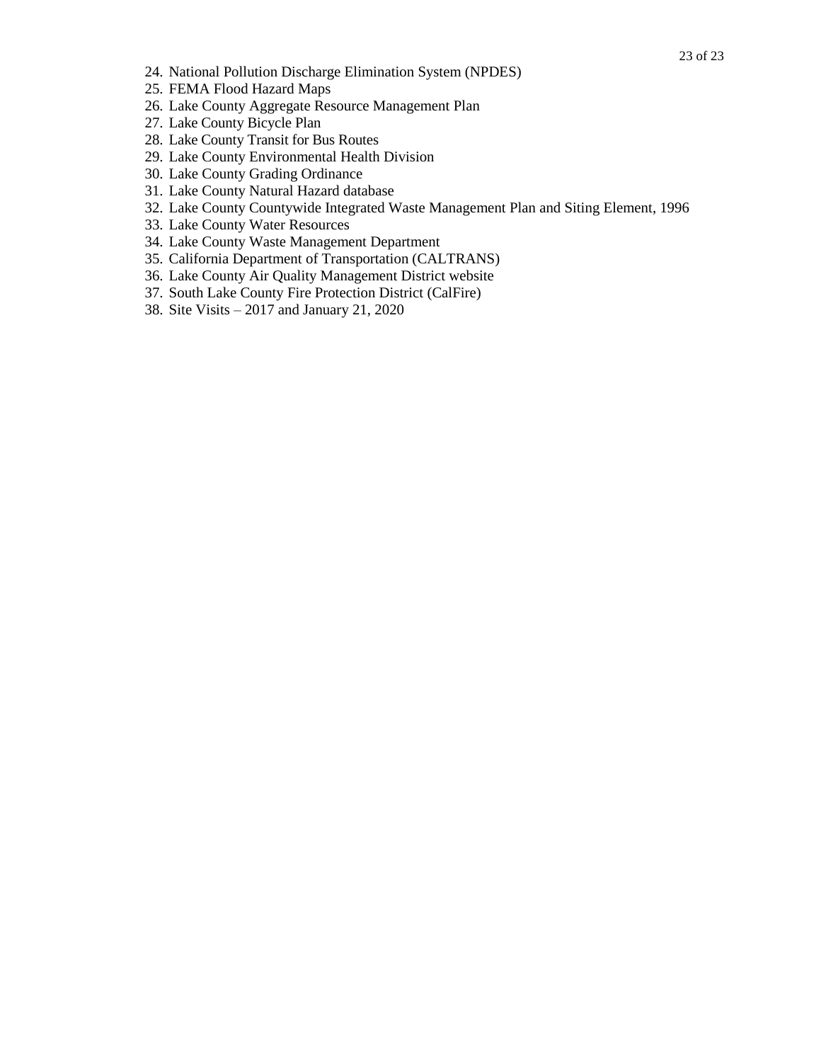24. National Pollution Discharge Elimination System (NPDES)
25. FEMA Flood Hazard Maps
26. Lake County Aggregate Resource Management Plan
27. Lake County Bicycle Plan
28. Lake County Transit for Bus Routes
29. Lake County Environmental Health Division
30. Lake County Grading Ordinance
31. Lake County Natural Hazard database
32. Lake County Countywide Integrated Waste Management Plan and Siting Element, 1996
33. Lake County Water Resources
34. Lake County Waste Management Department
35. California Department of Transportation (CALTRANS)
36. Lake County Air Quality Management District website
37. South Lake County Fire Protection District (CalFire)
38. Site Visits – 2017 and January 21, 2020